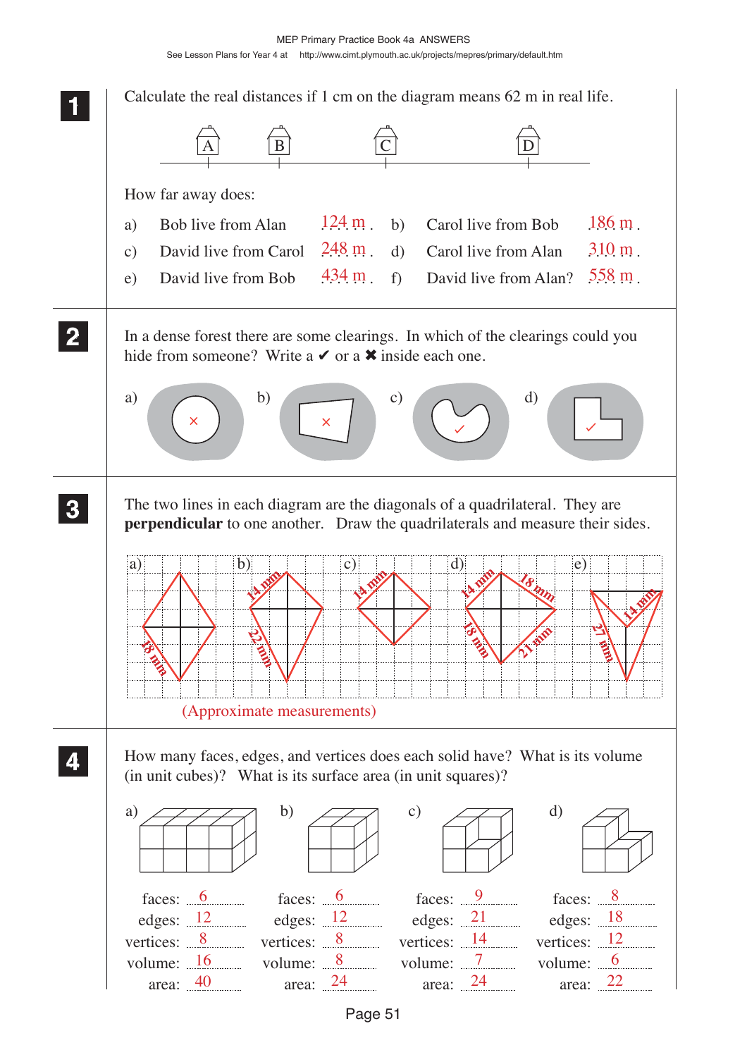MEP Primary Practice Book 4a ANSWERS

See Lesson Plans for Year 4 at http://www.cimt.plymouth.ac.uk/projects/mepres/primary/default.htm

**1** Calculate the real distances if 1 cm on the diagram means 62 m in real life.

A B C D

How far away does:

a) Bob live from Alan 124 m
b) Carol live from Bob 186 m
c) David live from Carol 248 m
d) Carol live from Alan 310 m
e) David live from Bob 434 m
f) David live from Alan? 558 m

**2** In a dense forest there are some clearings. In which of the clearings could you hide from someone? Write a ✔ or a ✖ inside each one.

a) ✖ b) ✖ c) ✔ d) ✔

**3** The two lines in each diagram are the diagonals of a quadrilateral. They are **perpendicular** to one another. Draw the quadrilaterals and measure their sides.

a) 18 mm
b) 14 mm, 22 mm
c) 14 mm
d) 14 mm, 18 mm, 18 mm, 21 mm
e) 14 mm, 27 mm

(Approximate measurements)

**4** How many faces, edges, and vertices does each solid have? What is its volume (in unit cubes)? What is its surface area (in unit squares)?

| | a) | b) | c) | d) |
|---|---|---|---|---|
| faces: | 6 | 6 | 9 | 8 |
| edges: | 12 | 12 | 21 | 18 |
| vertices: | 8 | 8 | 14 | 12 |
| volume: | 16 | 8 | 7 | 6 |
| area: | 40 | 24 | 24 | 22 |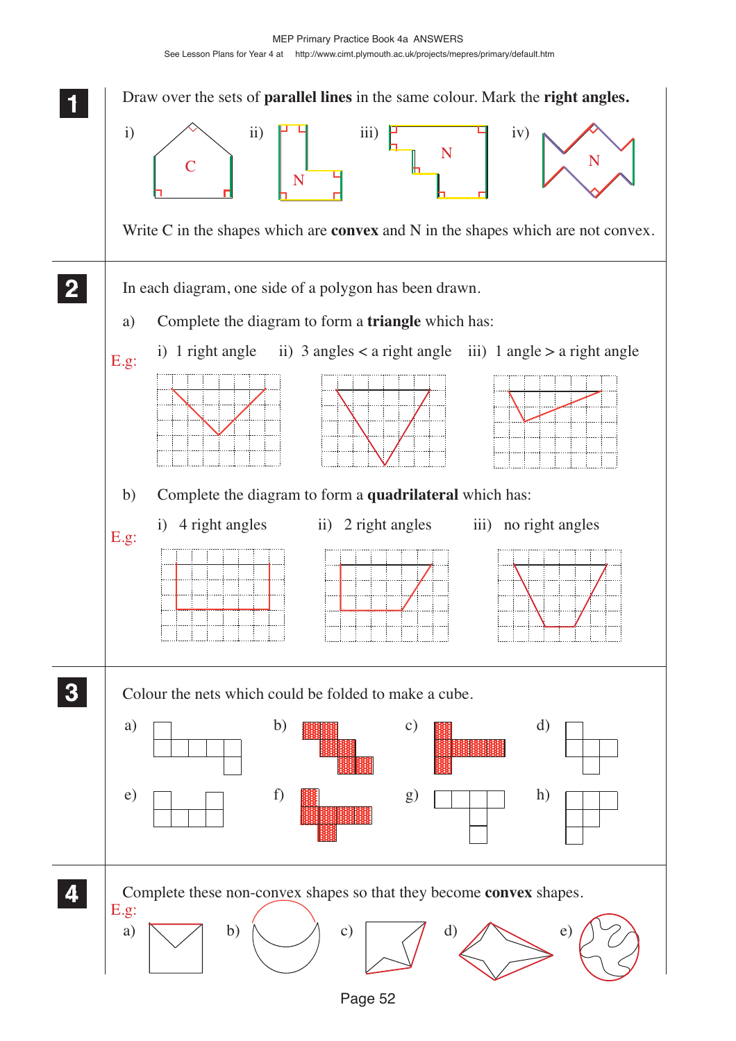**1** Draw over the sets of **parallel lines** in the same colour. Mark the **right angles.**

i) C  ii) N  iii) N  iv) N

Write C in the shapes which are **convex** and N in the shapes which are not convex.

**2** In each diagram, one side of a polygon has been drawn.

a) Complete the diagram to form a **triangle** which has:

E.g: i) 1 right angle  ii) 3 angles < a right angle  iii) 1 angle > a right angle

b) Complete the diagram to form a **quadrilateral** which has:

E.g: i) 4 right angles  ii) 2 right angles  iii) no right angles

**3** Colour the nets which could be folded to make a cube.

a)  b)  c)  d)

e)  f)  g)  h)

**4** Complete these non-convex shapes so that they become **convex** shapes.

E.g: a)  b)  c)  d)  e)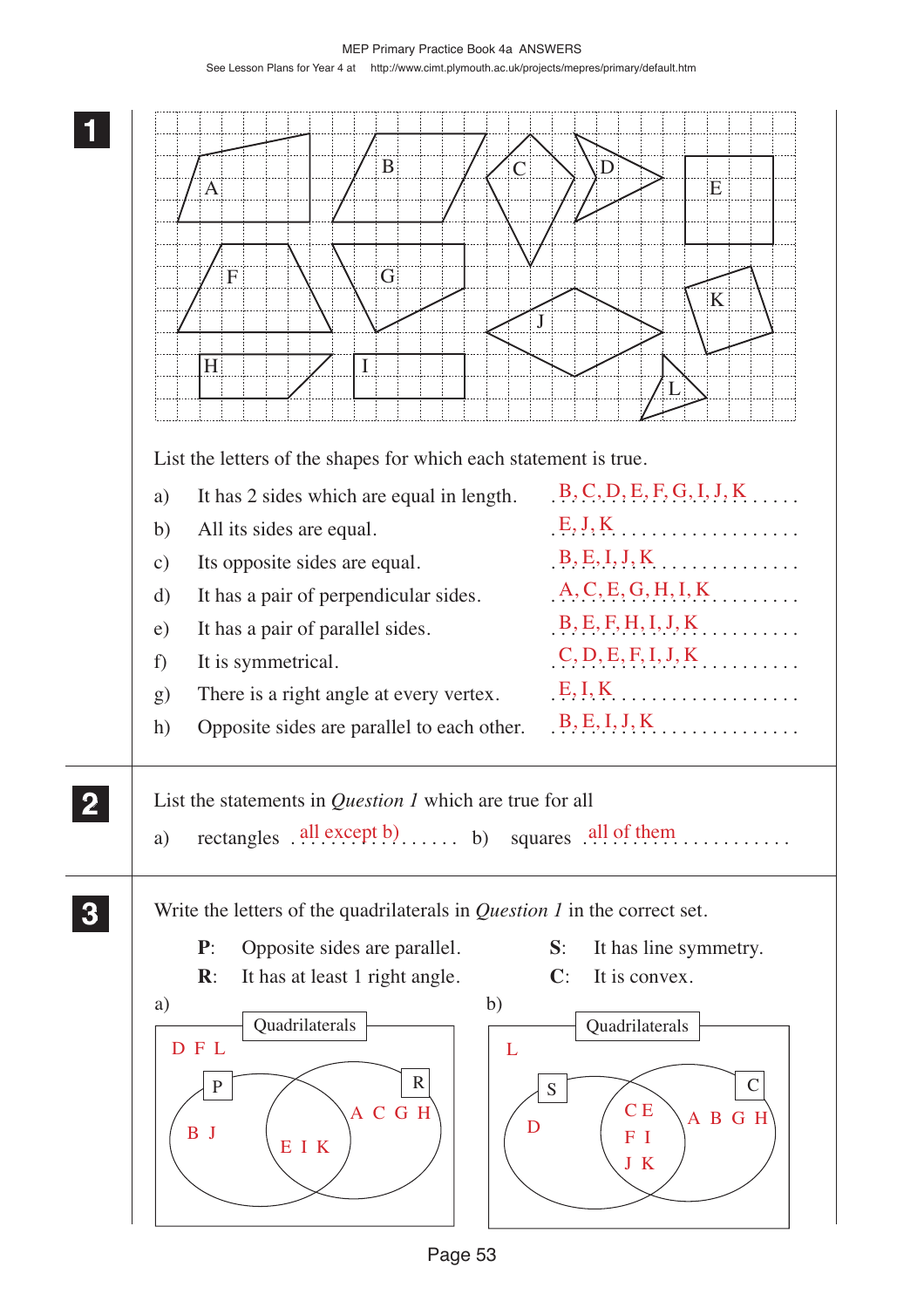**1**

List the letters of the shapes for which each statement is true.

a) It has 2 sides which are equal in length. B, C, D, E, F, G, I, J, K

b) All its sides are equal. E, J, K

c) Its opposite sides are equal. B, E, I, J, K

d) It has a pair of perpendicular sides. A, C, E, G, H, I, K

e) It has a pair of parallel sides. B, E, F, H, I, J, K

f) It is symmetrical. C, D, E, F, I, J, K

g) There is a right angle at every vertex. E, I, K

h) Opposite sides are parallel to each other. B, E, I, J, K

**2**

List the statements in *Question 1* which are true for all

a) rectangles all except b)   b) squares all of them

**3**

Write the letters of the quadrilaterals in *Question 1* in the correct set.

**P**: Opposite sides are parallel.
**R**: It has at least 1 right angle.
**S**: It has line symmetry.
**C**: It is convex.

a) Quadrilaterals

- Outside P and R: D F L
- P only: B J
- P and R: E I K
- R only: A C G H

b) Quadrilaterals

- Outside S and C: L
- S only: D
- S and C: C E F I J K
- C only: A B G H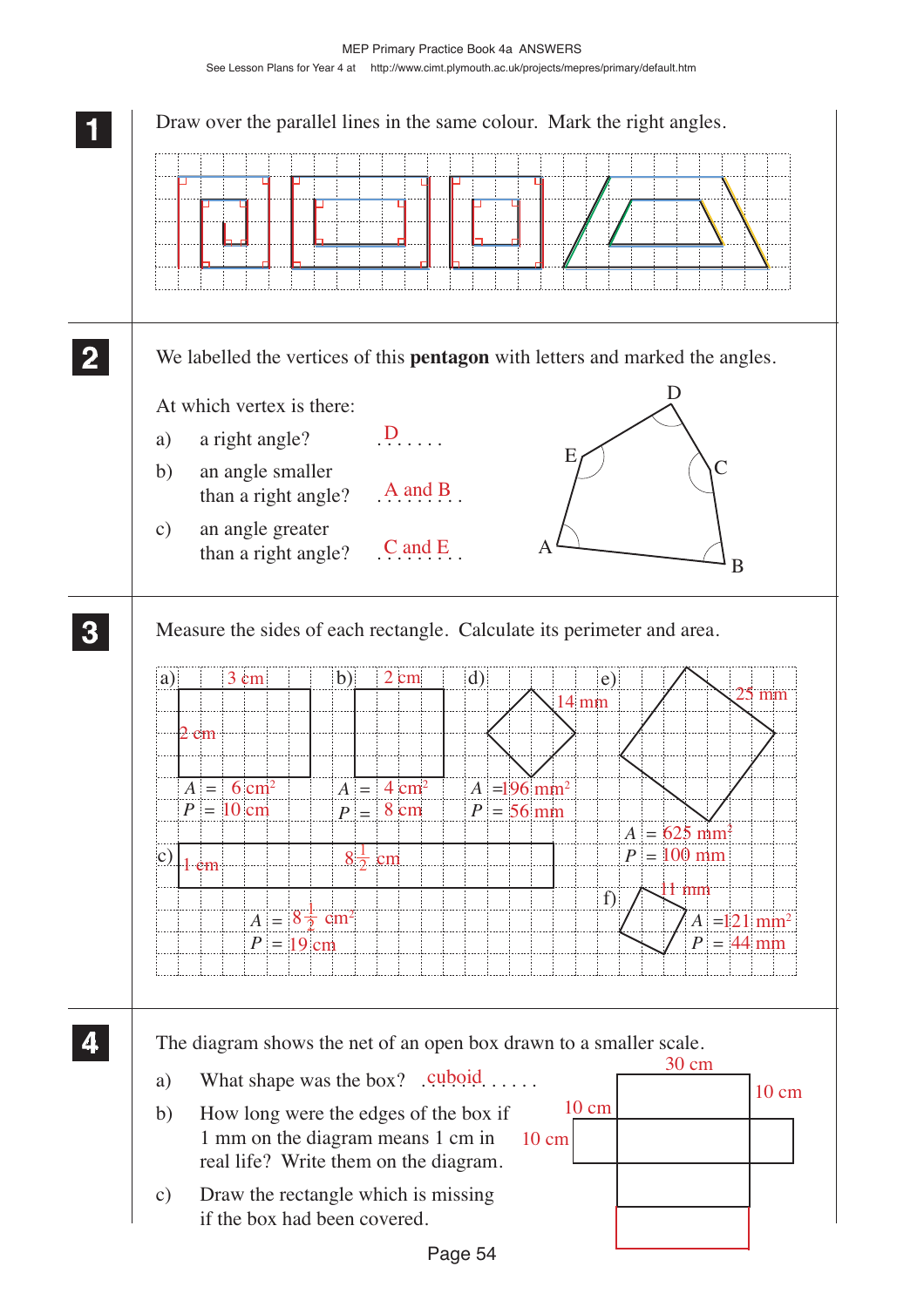**1** Draw over the parallel lines in the same colour. Mark the right angles.

**2** We labelled the vertices of this **pentagon** with letters and marked the angles.

At which vertex is there:

a) a right angle? D

b) an angle smaller than a right angle? A and B

c) an angle greater than a right angle? C and E

**3** Measure the sides of each rectangle. Calculate its perimeter and area.

a) 3 cm, 2 cm
$A$ = 6 cm$^2$
$P$ = 10 cm

b) 2 cm
$A$ = 4 cm$^2$
$P$ = 8 cm

c) 1 cm, $8\frac{1}{2}$ cm
$A$ = $8\frac{1}{2}$ cm$^2$
$P$ = 19 cm

d) 14 mm
$A$ = 196 mm$^2$
$P$ = 56 mm

e) 25 mm
$A$ = 625 mm$^2$
$P$ = 100 mm

f) 11 mm
$A$ = 121 mm$^2$
$P$ = 44 mm

**4** The diagram shows the net of an open box drawn to a smaller scale.

a) What shape was the box? cuboid

b) How long were the edges of the box if 1 mm on the diagram means 1 cm in real life? Write them on the diagram.

30 cm, 10 cm, 10 cm, 10 cm

c) Draw the rectangle which is missing if the box had been covered.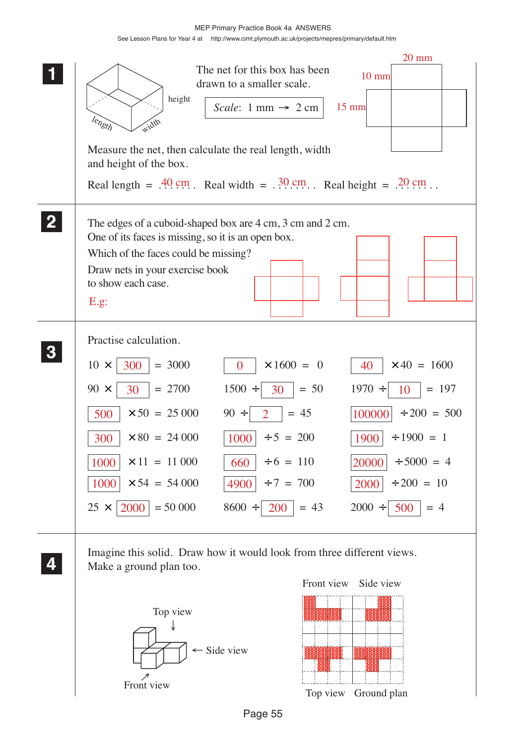**1** The net for this box has been drawn to a smaller scale.

*Scale*: 1 mm → 2 cm

20 mm, 10 mm, 15 mm

height, length, width

Measure the net, then calculate the real length, width and height of the box.

Real length = 40 cm   Real width = 30 cm   Real height = 20 cm

**2** The edges of a cuboid-shaped box are 4 cm, 3 cm and 2 cm. One of its faces is missing, so it is an open box.

Which of the faces could be missing?

Draw nets in your exercise book to show each case.

E.g:

**3** Practise calculation.

| | | |
|---|---|---|
| 10 × 300 = 3000 | 0 × 1600 = 0 | 40 × 40 = 1600 |
| 90 × 30 = 2700 | 1500 ÷ 30 = 50 | 1970 ÷ 10 = 197 |
| 500 × 50 = 25 000 | 90 ÷ 2 = 45 | 100000 ÷ 200 = 500 |
| 300 × 80 = 24 000 | 1000 ÷ 5 = 200 | 1900 ÷ 1900 = 1 |
| 1000 × 11 = 11 000 | 660 ÷ 6 = 110 | 20000 ÷ 5000 = 4 |
| 1000 × 54 = 54 000 | 4900 ÷ 7 = 700 | 2000 ÷ 200 = 10 |
| 25 × 2000 = 50 000 | 8600 ÷ 200 = 43 | 2000 ÷ 500 = 4 |

**4** Imagine this solid. Draw how it would look from three different views. Make a ground plan too.

Top view, Side view, Front view

Front view   Side view

Top view   Ground plan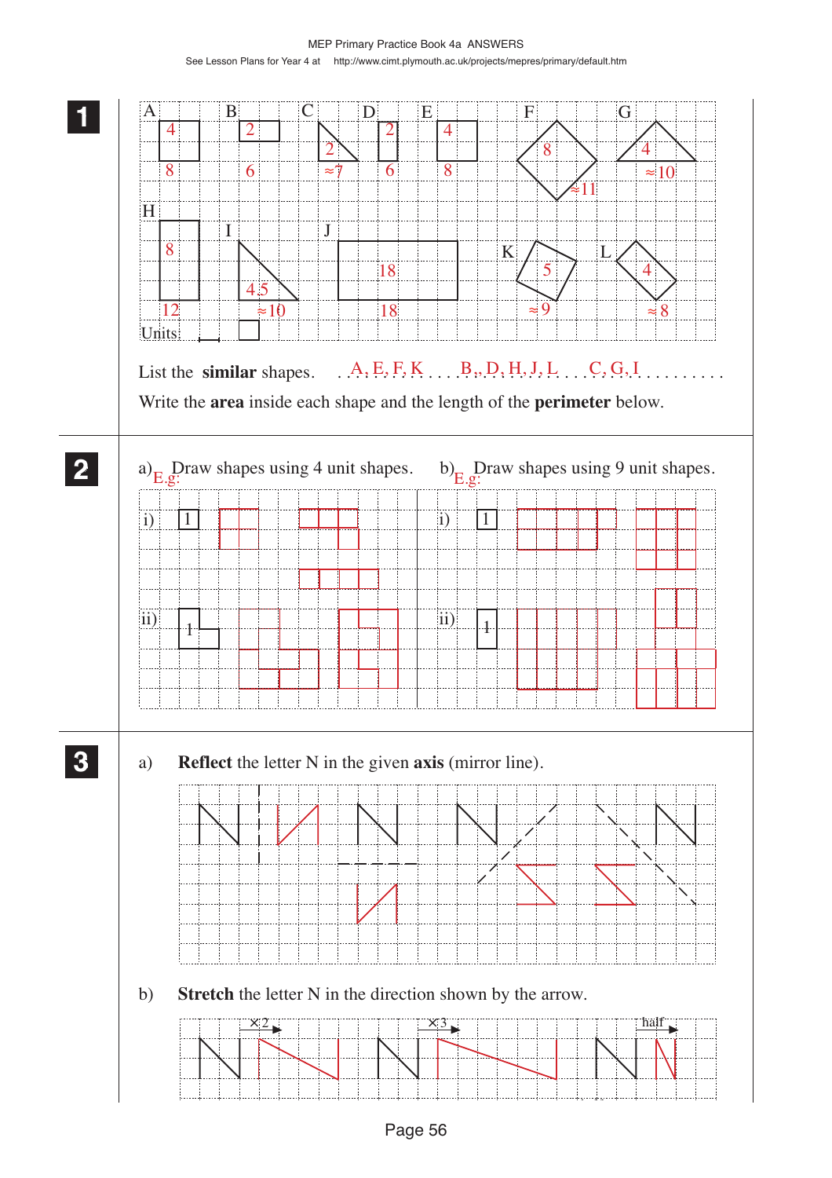**1**

| Shape | Area | Perimeter |
|---|---|---|
| A | 4 | 8 |
| B | 2 | 6 |
| C | 2 | ≈7 |
| D | 2 | 6 |
| E | 4 | 8 |
| F | 8 | ≈11 |
| G | 4 | ≈10 |
| H | 8 | 12 |
| I | 4.5 | ≈10 |
| J | 18 | 18 |
| K | 5 | ≈9 |
| L | 4 | ≈8 |

Units: (line), (square)

List the **similar** shapes. A, E, F, K . . . B, D, H, J, L . . . C, G, I . . . . . . . . . .

Write the **area** inside each shape and the length of the **perimeter** below.

**2**

a) E.g: Draw shapes using 4 unit shapes.

i) 1

ii) 1

b) E.g: Draw shapes using 9 unit shapes.

i) 1

ii) 1

**3**

a) **Reflect** the letter N in the given **axis** (mirror line).

b) **Stretch** the letter N in the direction shown by the arrow.

×2 ×3 half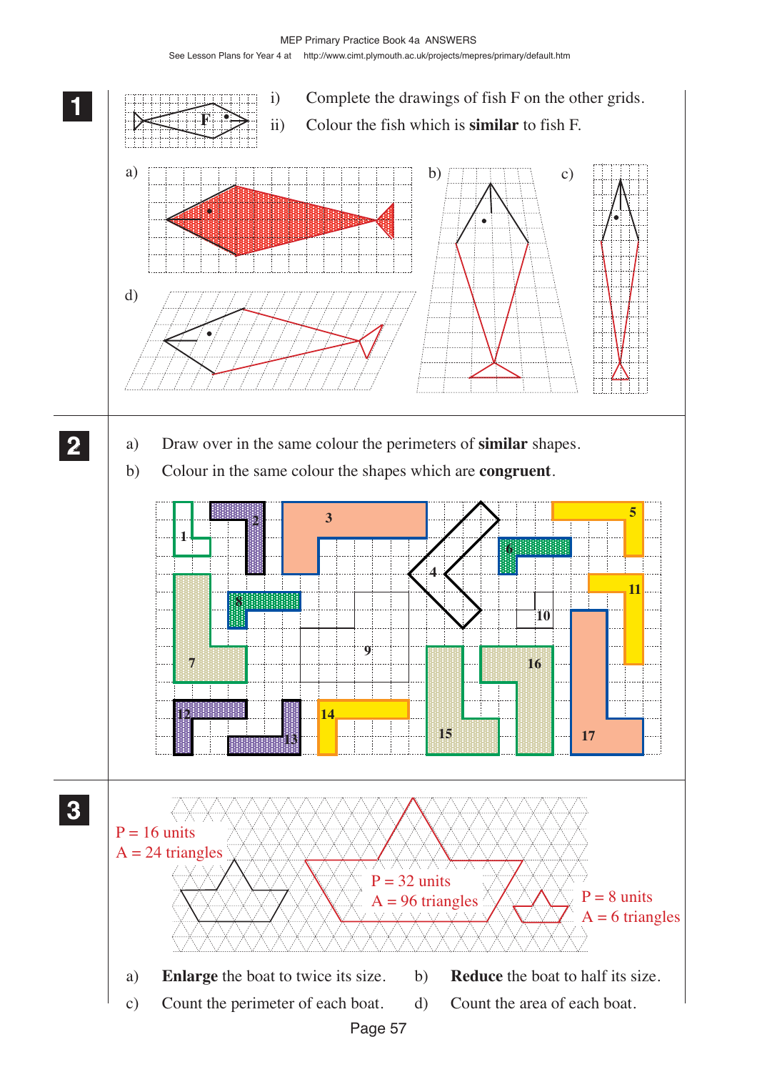**1**

i) Complete the drawings of fish F on the other grids.

ii) Colour the fish which is **similar** to fish F.

F

a) b) c) d)

**2**

a) Draw over in the same colour the perimeters of **similar** shapes.

b) Colour in the same colour the shapes which are **congruent**.

1 2 3 4 5 6 7 8 9 10 11 12 13 14 15 16 17

**3**

P = 16 units
A = 24 triangles

P = 32 units
A = 96 triangles

P = 8 units
A = 6 triangles

a) **Enlarge** the boat to twice its size.

b) **Reduce** the boat to half its size.

c) Count the perimeter of each boat.

d) Count the area of each boat.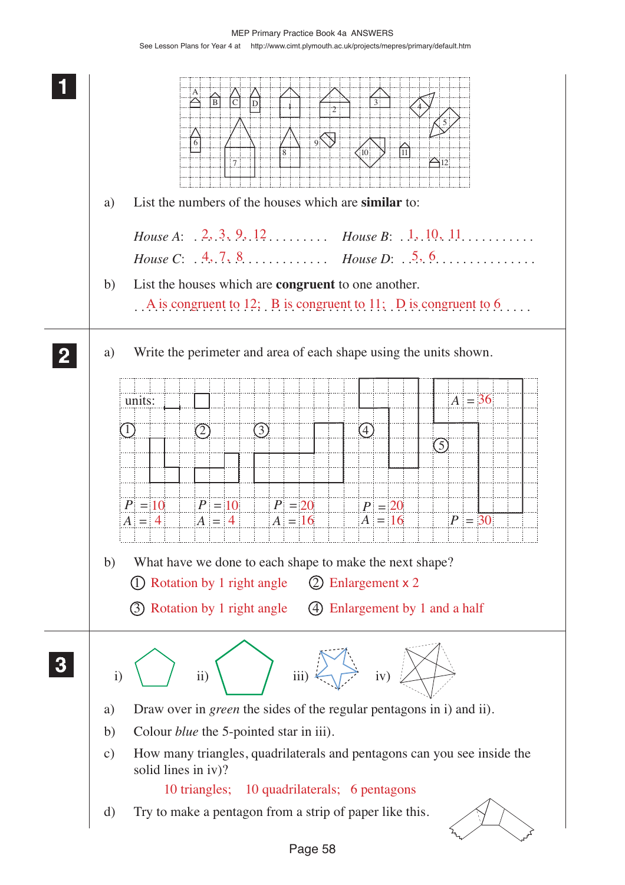**1**

a) List the numbers of the houses which are **similar** to:

*House A*: 2, 3, 9, 12 &nbsp;&nbsp;&nbsp;&nbsp; *House B*: 1, 10, 11

*House C*: 4, 7, 8 &nbsp;&nbsp;&nbsp;&nbsp; *House D*: 5, 6

b) List the houses which are **congruent** to one another.

A is congruent to 12; B is congruent to 11; D is congruent to 6

**2**

a) Write the perimeter and area of each shape using the units shown.

units:

| Shape | $P$ | $A$ |
|---|---|---|
| 1 | 10 | 4 |
| 2 | 10 | 4 |
| 3 | 20 | 16 |
| 4 | 20 | 16 |
| 5 | 30 | 36 |

b) What have we done to each shape to make the next shape?

① Rotation by 1 right angle &nbsp;&nbsp;&nbsp;&nbsp; ② Enlargement x 2

③ Rotation by 1 right angle &nbsp;&nbsp;&nbsp;&nbsp; ④ Enlargement by 1 and a half

**3**

i) &nbsp;&nbsp; ii) &nbsp;&nbsp; iii) &nbsp;&nbsp; iv)

a) Draw over in *green* the sides of the regular pentagons in i) and ii).

b) Colour *blue* the 5-pointed star in iii).

c) How many triangles, quadrilaterals and pentagons can you see inside the solid lines in iv)?

10 triangles; 10 quadrilaterals; 6 pentagons

d) Try to make a pentagon from a strip of paper like this.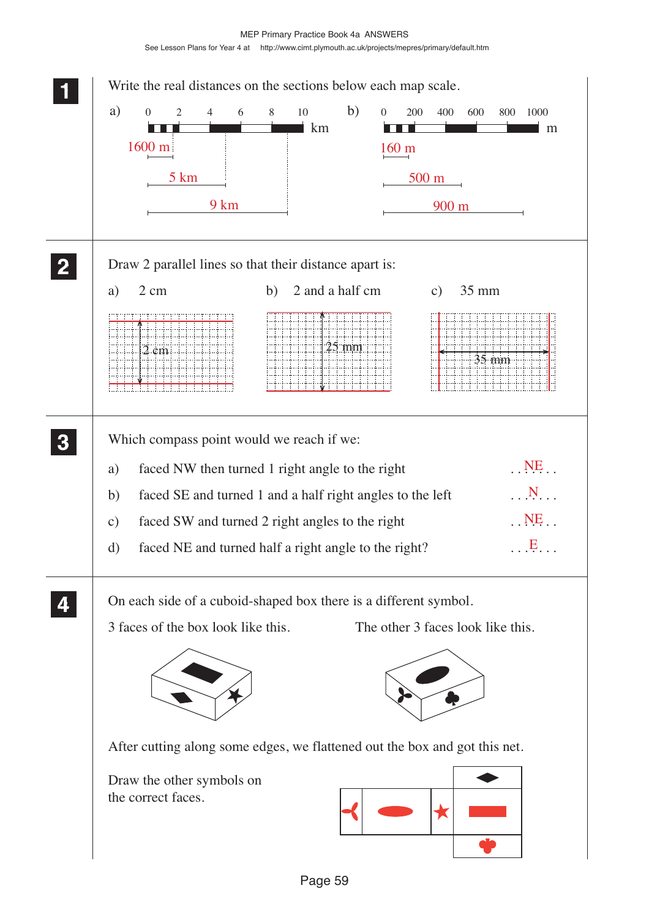**1** Write the real distances on the sections below each map scale.

a) Scale: 0, 2, 4, 6, 8, 10 km

- 1600 m
- 5 km
- 9 km

b) Scale: 0, 200, 400, 600, 800, 1000 m

- 160 m
- 500 m
- 900 m

**2** Draw 2 parallel lines so that their distance apart is:

a) 2 cm  b) 2 and a half cm  c) 35 mm

(2 cm) (25 mm) (35 mm)

**3** Which compass point would we reach if we:

a) faced NW then turned 1 right angle to the right . . NE . .

b) faced SE and turned 1 and a half right angles to the left . . N . . .

c) faced SW and turned 2 right angles to the right . . NE . .

d) faced NE and turned half a right angle to the right? . . . E . . .

**4** On each side of a cuboid-shaped box there is a different symbol.

3 faces of the box look like this. The other 3 faces look like this.

After cutting along some edges, we flattened out the box and got this net.

Draw the other symbols on the correct faces.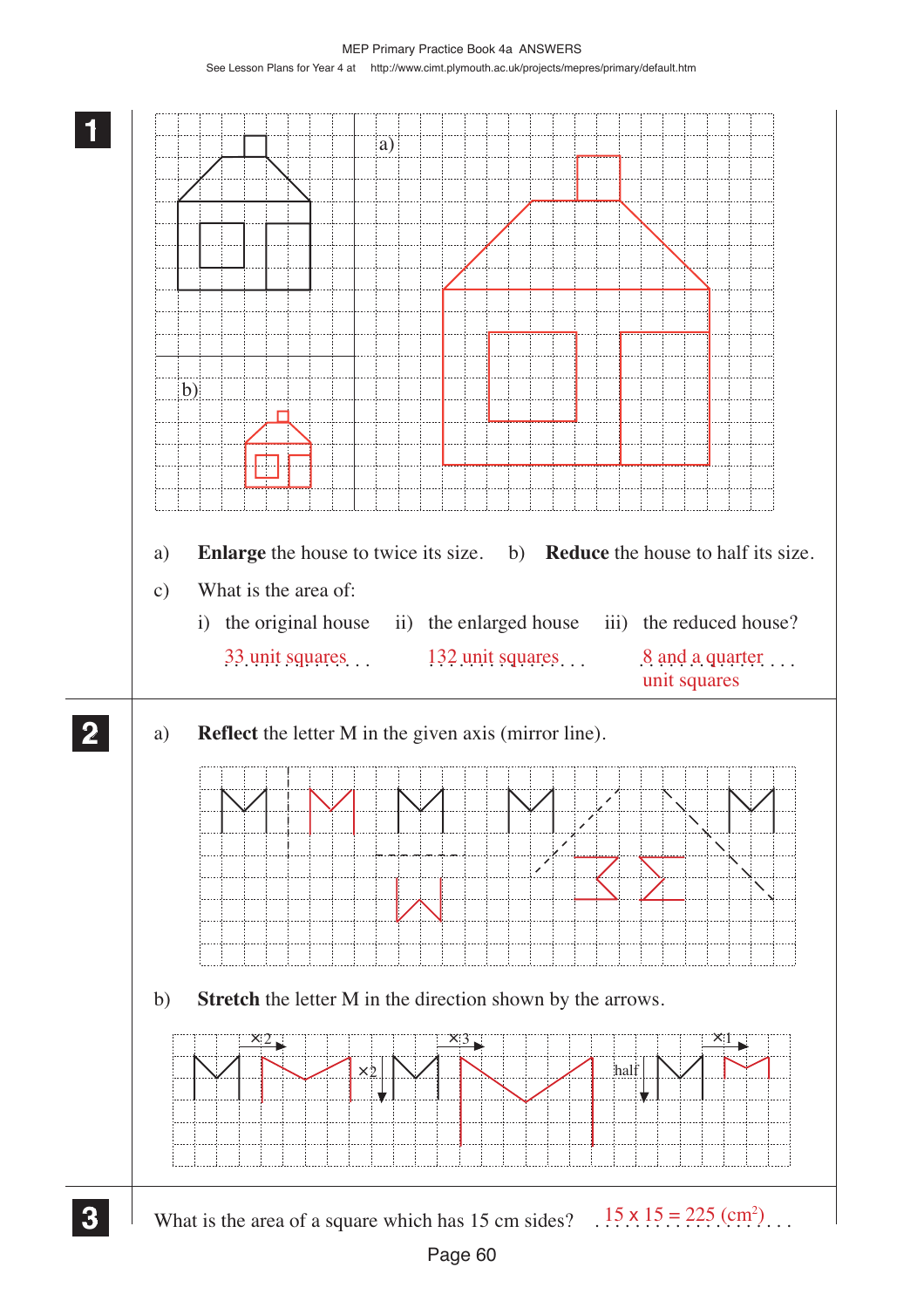**1**

a)

b)

a) **Enlarge** the house to twice its size.  b) **Reduce** the house to half its size.

c) What is the area of:

i) the original house — 33 unit squares

ii) the enlarged house — 132 unit squares

iii) the reduced house? — 8 and a quarter unit squares

**2**

a) **Reflect** the letter M in the given axis (mirror line).

b) **Stretch** the letter M in the direction shown by the arrows.

×2  ×2  ×3  half  ×1

**3**

What is the area of a square which has 15 cm sides? $15 \times 15 = 225$ (cm$^2$)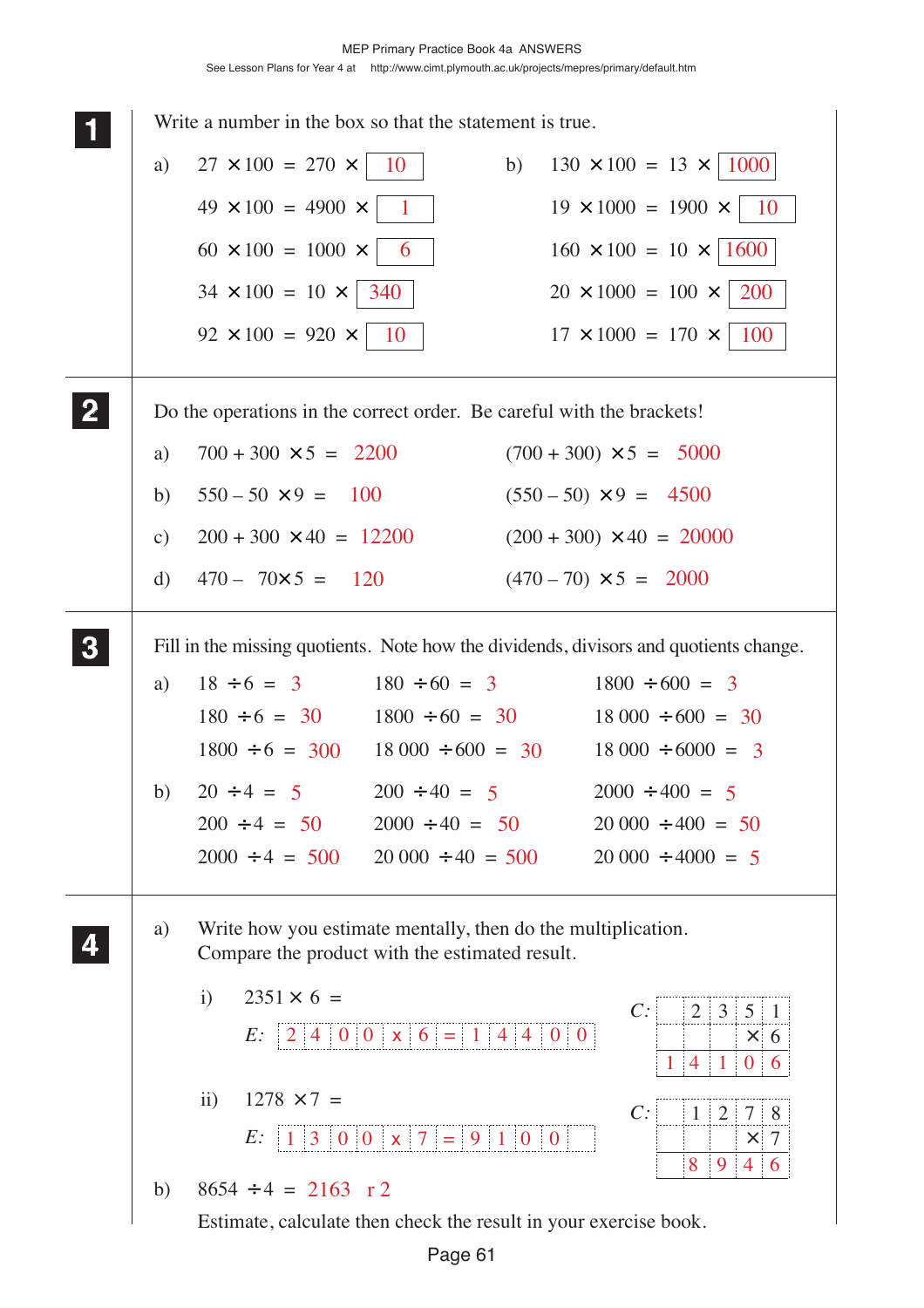## 1

Write a number in the box so that the statement is true.

a) $27 \times 100 = 270 \times$ 10

$49 \times 100 = 4900 \times$ 1

$60 \times 100 = 1000 \times$ 6

$34 \times 100 = 10 \times$ 340

$92 \times 100 = 920 \times$ 10

b) $130 \times 100 = 13 \times$ 1000

$19 \times 1000 = 1900 \times$ 10

$160 \times 100 = 10 \times$ 1600

$20 \times 1000 = 100 \times$ 200

$17 \times 1000 = 170 \times$ 100

## 2

Do the operations in the correct order. Be careful with the brackets!

a) $700 + 300 \times 5 =$ 2200 $\quad (700 + 300) \times 5 =$ 5000

b) $550 - 50 \times 9 =$ 100 $\quad (550 - 50) \times 9 =$ 4500

c) $200 + 300 \times 40 =$ 12200 $\quad (200 + 300) \times 40 =$ 20000

d) $470 - 70 \times 5 =$ 120 $\quad (470 - 70) \times 5 =$ 2000

## 3

Fill in the missing quotients. Note how the dividends, divisors and quotients change.

a)

| | | |
|---|---|---|
| $18 \div 6 = 3$ | $180 \div 60 = 3$ | $1800 \div 600 = 3$ |
| $180 \div 6 = 30$ | $1800 \div 60 = 30$ | $18\,000 \div 600 = 30$ |
| $1800 \div 6 = 300$ | $18\,000 \div 600 = 30$ | $18\,000 \div 6000 = 3$ |

b)

| | | |
|---|---|---|
| $20 \div 4 = 5$ | $200 \div 40 = 5$ | $2000 \div 400 = 5$ |
| $200 \div 4 = 50$ | $2000 \div 40 = 50$ | $20\,000 \div 400 = 50$ |
| $2000 \div 4 = 500$ | $20\,000 \div 40 = 500$ | $20\,000 \div 4000 = 5$ |

## 4

a) Write how you estimate mentally, then do the multiplication. Compare the product with the estimated result.

i) $2351 \times 6 =$

*E:* 2400 x 6 = 14400

*C:*

```
   2 3 5 1
 ×       6
 ---------
 1 4 1 0 6
```

ii) $1278 \times 7 =$

*E:* 1300 x 7 = 9100

*C:*

```
   1 2 7 8
 ×       7
 ---------
   8 9 4 6
```

b) $8654 \div 4 =$ 2163 r 2

Estimate, calculate then check the result in your exercise book.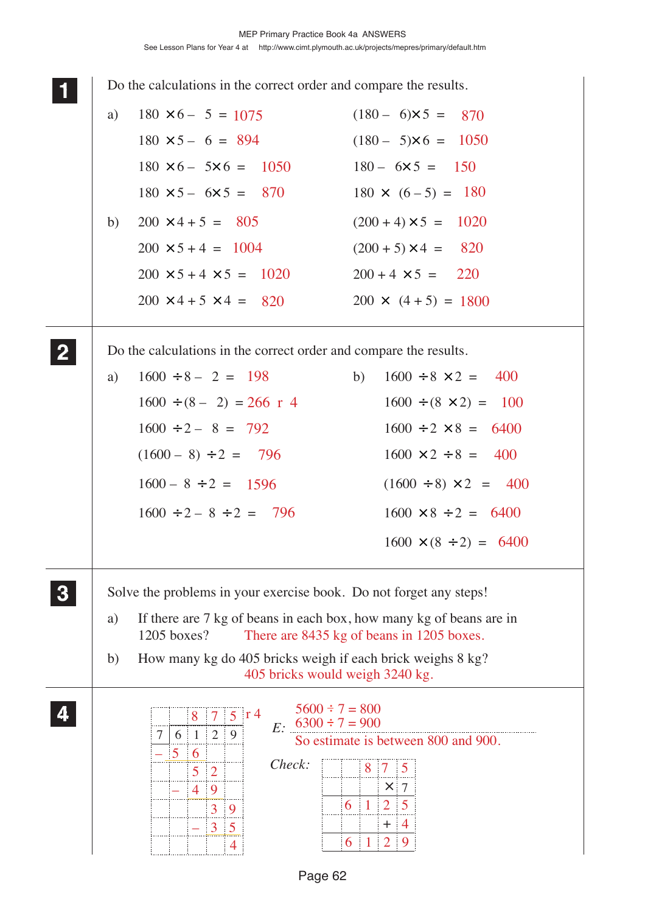**1** Do the calculations in the correct order and compare the results.

a)

$180 \times 6 - 5 = 1075$ $\qquad$ $(180 - 6) \times 5 = 870$

$180 \times 5 - 6 = 894$ $\qquad$ $(180 - 5) \times 6 = 1050$

$180 \times 6 - 5 \times 6 = 1050$ $\qquad$ $180 - 6 \times 5 = 150$

$180 \times 5 - 6 \times 5 = 870$ $\qquad$ $180 \times (6 - 5) = 180$

b)

$200 \times 4 + 5 = 805$ $\qquad$ $(200 + 4) \times 5 = 1020$

$200 \times 5 + 4 = 1004$ $\qquad$ $(200 + 5) \times 4 = 820$

$200 \times 5 + 4 \times 5 = 1020$ $\qquad$ $200 + 4 \times 5 = 220$

$200 \times 4 + 5 \times 4 = 820$ $\qquad$ $200 \times (4 + 5) = 1800$

**2** Do the calculations in the correct order and compare the results.

a)

$1600 \div 8 - 2 = 198$

$1600 \div (8 - 2) = 266 \text{ r } 4$

$1600 \div 2 - 8 = 792$

$(1600 - 8) \div 2 = 796$

$1600 - 8 \div 2 = 1596$

$1600 \div 2 - 8 \div 2 = 796$

b)

$1600 \div 8 \times 2 = 400$

$1600 \div (8 \times 2) = 100$

$1600 \div 2 \times 8 = 6400$

$1600 \times 2 \div 8 = 400$

$(1600 \div 8) \times 2 = 400$

$1600 \times 8 \div 2 = 6400$

$1600 \times (8 \div 2) = 6400$

**3** Solve the problems in your exercise book. Do not forget any steps!

a) If there are 7 kg of beans in each box, how many kg of beans are in 1205 boxes? There are 8435 kg of beans in 1205 boxes.

b) How many kg do 405 bricks weigh if each brick weighs 8 kg? 405 bricks would weigh 3240 kg.

**4**

```
      8 7 5 r 4
  7 | 6 1 2 9
    – 5 6
        5 2
      – 4 9
          3 9
        – 3 5
            4
```

*E:* $5600 \div 7 = 800$, $6300 \div 7 = 900$

So estimate is between 800 and 900.

*Check:*

```
      8 7 5
    ×     7
    6 1 2 5
    +     4
    6 1 2 9
```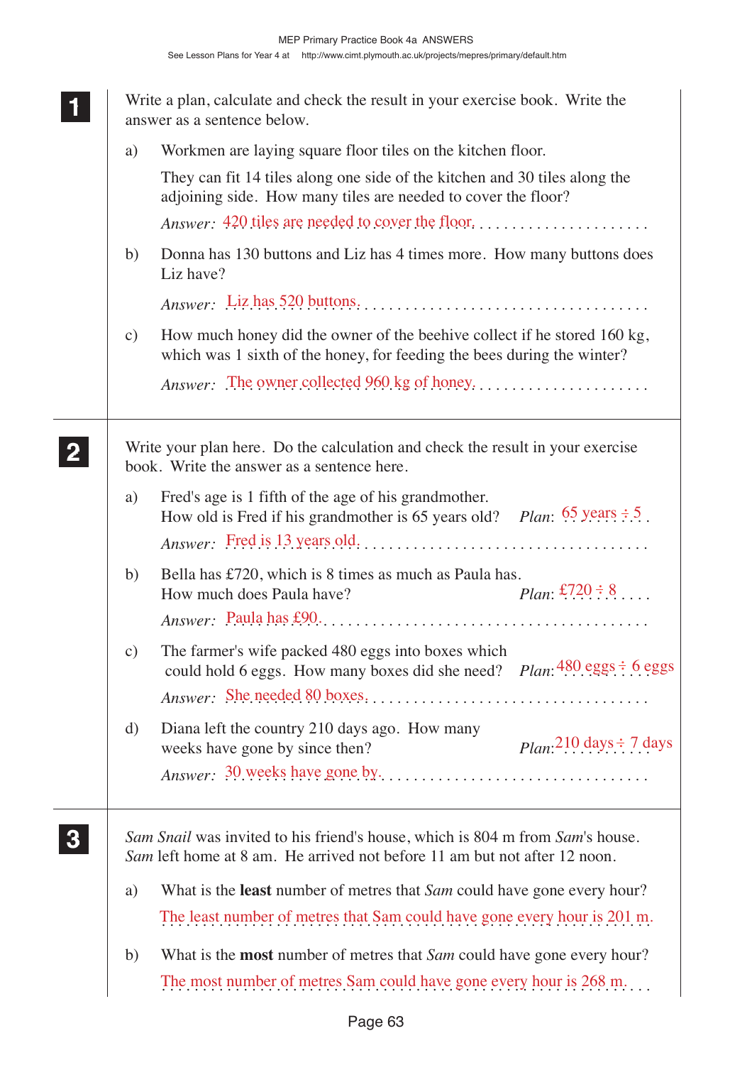**1** Write a plan, calculate and check the result in your exercise book. Write the answer as a sentence below.

a) Workmen are laying square floor tiles on the kitchen floor.

They can fit 14 tiles along one side of the kitchen and 30 tiles along the adjoining side. How many tiles are needed to cover the floor?

*Answer:* 420 tiles are needed to cover the floor.

b) Donna has 130 buttons and Liz has 4 times more. How many buttons does Liz have?

*Answer:* Liz has 520 buttons.

c) How much honey did the owner of the beehive collect if he stored 160 kg, which was 1 sixth of the honey, for feeding the bees during the winter?

*Answer:* The owner collected 960 kg of honey.

**2** Write your plan here. Do the calculation and check the result in your exercise book. Write the answer as a sentence here.

a) Fred's age is 1 fifth of the age of his grandmother. How old is Fred if his grandmother is 65 years old? *Plan*: 65 years ÷ 5

*Answer:* Fred is 13 years old.

b) Bella has £720, which is 8 times as much as Paula has. How much does Paula have? *Plan*: £720 ÷ 8

*Answer:* Paula has £90.

c) The farmer's wife packed 480 eggs into boxes which could hold 6 eggs. How many boxes did she need? *Plan*: 480 eggs ÷ 6 eggs

*Answer:* She needed 80 boxes.

d) Diana left the country 210 days ago. How many weeks have gone by since then? *Plan*: 210 days ÷ 7 days

*Answer:* 30 weeks have gone by.

**3** *Sam Snail* was invited to his friend's house, which is 804 m from *Sam*'s house. *Sam* left home at 8 am. He arrived not before 11 am but not after 12 noon.

a) What is the **least** number of metres that *Sam* could have gone every hour?

The least number of metres that Sam could have gone every hour is 201 m.

b) What is the **most** number of metres that *Sam* could have gone every hour?

The most number of metres Sam could have gone every hour is 268 m.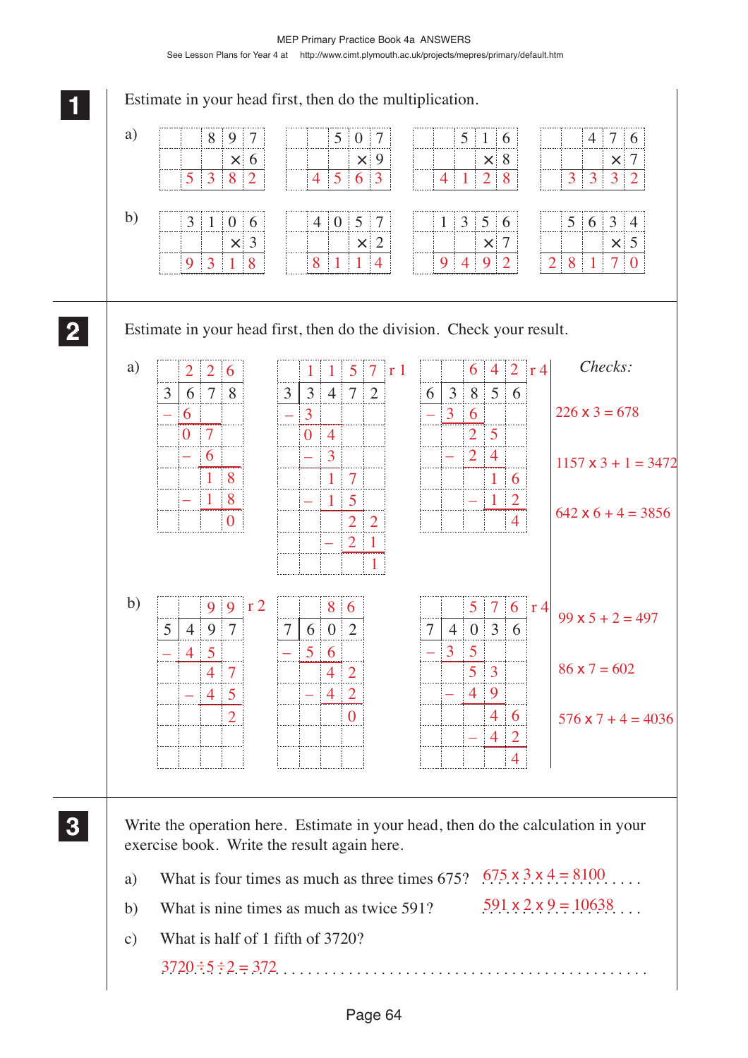**1** Estimate in your head first, then do the multiplication.

a)

| | | | | |
|---|---|---|---|---|
| | 8 | 9 | 7 | |
| | | × | 6 | |
| 5 | 3 | 8 | 2 | |

| | | | |
|---|---|---|---|
| | 5 | 0 | 7 |
| | | × | 9 |
| 4 | 5 | 6 | 3 |

| | | | |
|---|---|---|---|
| | 5 | 1 | 6 |
| | | × | 8 |
| 4 | 1 | 2 | 8 |

| | | | |
|---|---|---|---|
| | 4 | 7 | 6 |
| | | × | 7 |
| 3 | 3 | 3 | 2 |

b)

| | | | |
|---|---|---|---|
| 3 | 1 | 0 | 6 |
| | | × | 3 |
| 9 | 3 | 1 | 8 |

| | | | |
|---|---|---|---|
| 4 | 0 | 5 | 7 |
| | | × | 2 |
| 8 | 1 | 1 | 4 |

| | | | |
|---|---|---|---|
| 1 | 3 | 5 | 6 |
| | | × | 7 |
| 9 | 4 | 9 | 2 |

| | | | | |
|---|---|---|---|---|
| | 5 | 6 | 3 | 4 |
| | | | × | 5 |
| 2 | 8 | 1 | 7 | 0 |

**2** Estimate in your head first, then do the division. Check your result.

a)

| | | | |
|---|---|---|---|
| | 2 | 2 | 6 |
| 3 | 6 | 7 | 8 |
| – | 6 | | |
| | 0 | 7 | |
| | – | 6 | |
| | | 1 | 8 |
| | – | 1 | 8 |
| | | | 0 |

| | | | | | |
|---|---|---|---|---|---|
| | 1 | 1 | 5 | 7 | r 1 |
| 3 | 3 | 4 | 7 | 2 | |
| – | 3 | | | | |
| | 0 | 4 | | | |
| | – | 3 | | | |
| | | 1 | 7 | | |
| | – | 1 | 5 | | |
| | | | 2 | 2 | |
| | | – | 2 | 1 | |
| | | | | 1 | |

| | | | | | |
|---|---|---|---|---|---|
| | | 6 | 4 | 2 | r 4 |
| 6 | 3 | 8 | 5 | 6 | |
| – | 3 | 6 | | | |
| | | 2 | 5 | | |
| | – | 2 | 4 | | |
| | | | 1 | 6 | |
| | | – | 1 | 2 | |
| | | | | 4 | |

*Checks:*

226 x 3 = 678

1157 x 3 + 1 = 3472

642 x 6 + 4 = 3856

b)

| | | | | |
|---|---|---|---|---|
| | | 9 | 9 | r 2 |
| 5 | 4 | 9 | 7 | |
| – | 4 | 5 | | |
| | | 4 | 7 | |
| | – | 4 | 5 | |
| | | | 2 | |

| | | | |
|---|---|---|---|
| | | 8 | 6 |
| 7 | 6 | 0 | 2 |
| – | 5 | 6 | |
| | | 4 | 2 |
| | – | 4 | 2 |
| | | | 0 |

| | | | | | |
|---|---|---|---|---|---|
| | | 5 | 7 | 6 | r 4 |
| 7 | 4 | 0 | 3 | 6 | |
| – | 3 | 5 | | | |
| | | 5 | 3 | | |
| | – | 4 | 9 | | |
| | | | 4 | 6 | |
| | | – | 4 | 2 | |
| | | | | 4 | |

99 x 5 + 2 = 497

86 x 7 = 602

576 x 7 + 4 = 4036

**3** Write the operation here. Estimate in your head, then do the calculation in your exercise book. Write the result again here.

a) What is four times as much as three times 675? 675 x 3 x 4 = 8100

b) What is nine times as much as twice 591? 591 x 2 x 9 = 10638

c) What is half of 1 fifth of 3720?

3720 ÷ 5 ÷ 2 = 372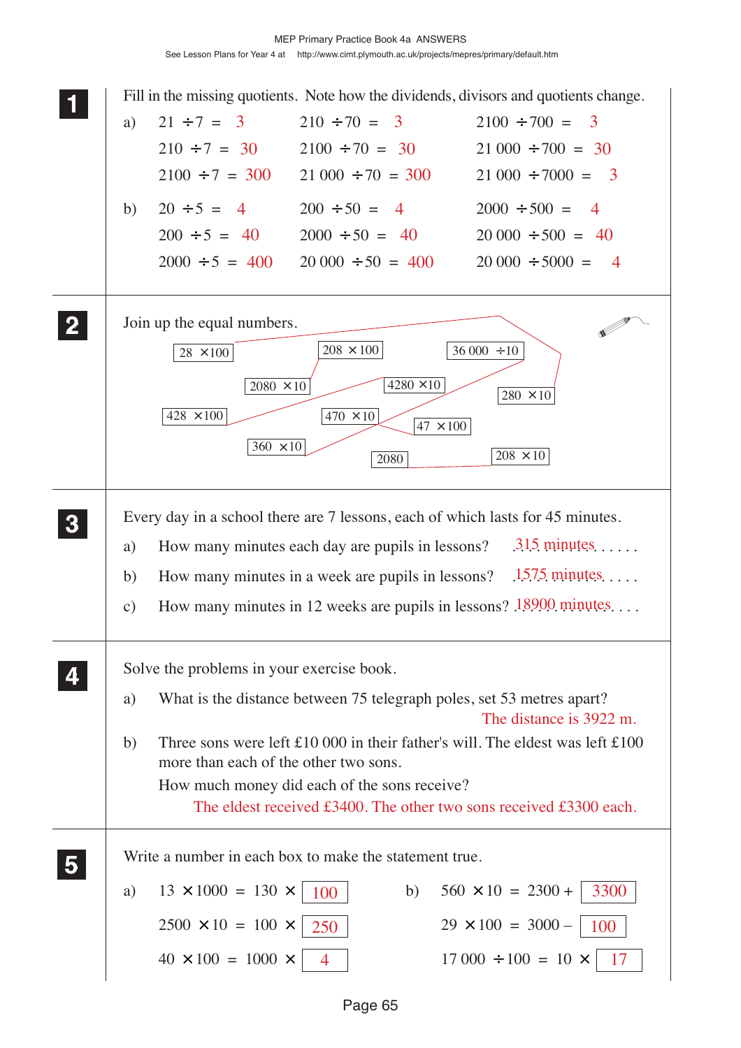## 1

Fill in the missing quotients. Note how the dividends, divisors and quotients change.

a)

| | | |
|---|---|---|
| $21 \div 7 = 3$ | $210 \div 70 = 3$ | $2100 \div 700 = 3$ |
| $210 \div 7 = 30$ | $2100 \div 70 = 30$ | $21\,000 \div 700 = 30$ |
| $2100 \div 7 = 300$ | $21\,000 \div 70 = 300$ | $21\,000 \div 7000 = 3$ |

b)

| | | |
|---|---|---|
| $20 \div 5 = 4$ | $200 \div 50 = 4$ | $2000 \div 500 = 4$ |
| $200 \div 5 = 40$ | $2000 \div 50 = 40$ | $20\,000 \div 500 = 40$ |
| $2000 \div 5 = 400$ | $20\,000 \div 50 = 400$ | $20\,000 \div 5000 = 4$ |

## 2

Join up the equal numbers.

- $28 \times 100$ — $280 \times 10$
- $208 \times 100$ — $2080 \times 10$
- $36\,000 \div 10$ — $360 \times 10$
- $4280 \times 10$ — $428 \times 100$
- $470 \times 10$ — $47 \times 100$
- $2080$ — $208 \times 10$

## 3

Every day in a school there are 7 lessons, each of which lasts for 45 minutes.

a) How many minutes each day are pupils in lessons? 315 minutes

b) How many minutes in a week are pupils in lessons? 1575 minutes

c) How many minutes in 12 weeks are pupils in lessons? 18900 minutes

## 4

Solve the problems in your exercise book.

a) What is the distance between 75 telegraph poles, set 53 metres apart?

The distance is 3922 m.

b) Three sons were left £10 000 in their father's will. The eldest was left £100 more than each of the other two sons.

How much money did each of the sons receive?

The eldest received £3400. The other two sons received £3300 each.

## 5

Write a number in each box to make the statement true.

a)

$13 \times 1000 = 130 \times$ 100

$2500 \times 10 = 100 \times$ 250

$40 \times 100 = 1000 \times$ 4

b)

$560 \times 10 = 2300 +$ 3300

$29 \times 100 = 3000 -$ 100

$17\,000 \div 100 = 10 \times$ 17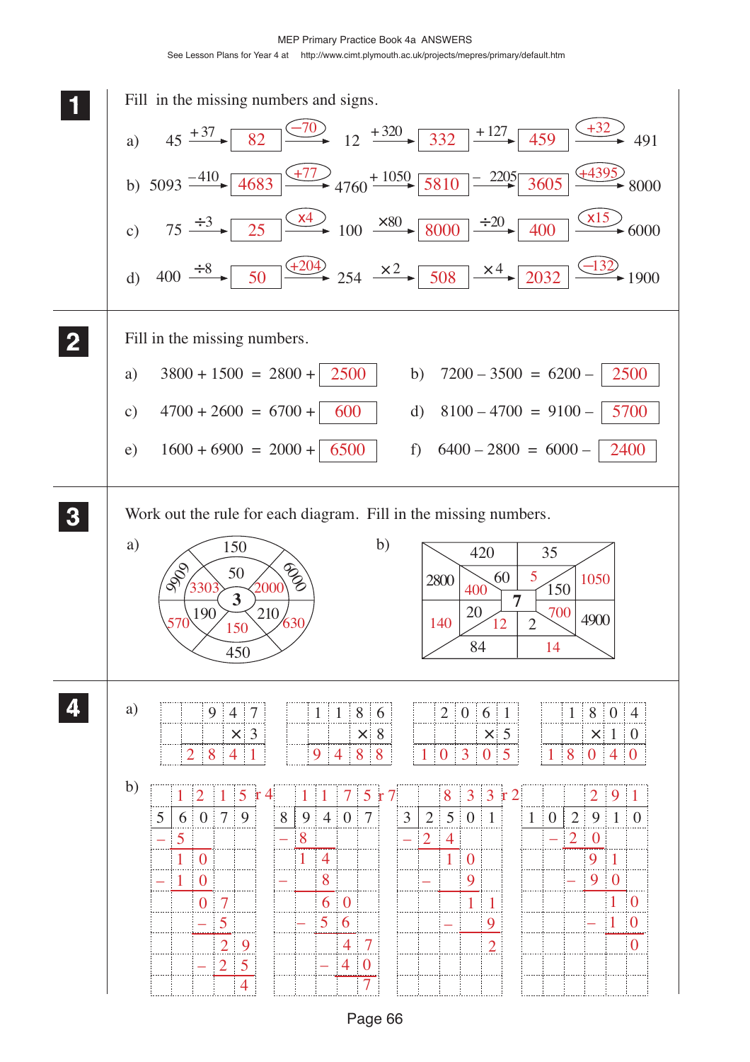MEP Primary Practice Book 4a ANSWERS

See Lesson Plans for Year 4 at http://www.cimt.plymouth.ac.uk/projects/mepres/primary/default.htm

**1** Fill in the missing numbers and signs.

a) 45 $\xrightarrow{+37}$ **82** $\xrightarrow{-70}$ 12 $\xrightarrow{+320}$ **332** $\xrightarrow{+127}$ **459** $\xrightarrow{+32}$ 491

b) 5093 $\xrightarrow{-410}$ **4683** $\xrightarrow{+77}$ 4760 $\xrightarrow{+1050}$ **5810** $\xrightarrow{-2205}$ **3605** $\xrightarrow{+4395}$ 8000

c) 75 $\xrightarrow{\div 3}$ **25** $\xrightarrow{\times 4}$ 100 $\xrightarrow{\times 80}$ **8000** $\xrightarrow{\div 20}$ **400** $\xrightarrow{\times 15}$ 6000

d) 400 $\xrightarrow{\div 8}$ **50** $\xrightarrow{+204}$ 254 $\xrightarrow{\times 2}$ **508** $\xrightarrow{\times 4}$ **2032** $\xrightarrow{-132}$ 1900

**2** Fill in the missing numbers.

a) 3800 + 1500 = 2800 + **2500**

b) 7200 – 3500 = 6200 – **2500**

c) 4700 + 2600 = 6700 + **600**

d) 8100 – 4700 = 9100 – **5700**

e) 1600 + 6900 = 2000 + **6500**

f) 6400 – 2800 = 6000 – **2400**

**3** Work out the rule for each diagram. Fill in the missing numbers.

a) Centre: 3. Inner ring: 50, **2000**, 210, **150**, 190, **3303**. Outer ring: 150, 6000, **630**, 450, **570**, 9909.

b) Centre: 7. Inner: 60, **5**, 150, **700**, 2, **12**, 20, **400**. Outer: 420, 35, **1050**, 4900, **14**, 84, **140**, 2800.

**4**

a)

$947 \times 3 = 2841$

$1186 \times 8 = 9488$

$2061 \times 5 = 10305$

$1804 \times 10 = 18040$

b)

$6079 \div 5 = 1215$ r 4
```
  6079
 -5
  10
 -10
   07
   -5
    29
   -25
     4
```

$9407 \div 8 = 1175$ r 7
```
  9407
 -8
  14
  -8
   60
  -56
    47
   -40
     7
```

$2501 \div 3 = 833$ r 2
```
  2501
 -24
   10
   -9
    11
    -9
     2
```

$2910 \div 10 = 291$
```
  2910
 -20
   91
  -90
   10
  -10
    0
```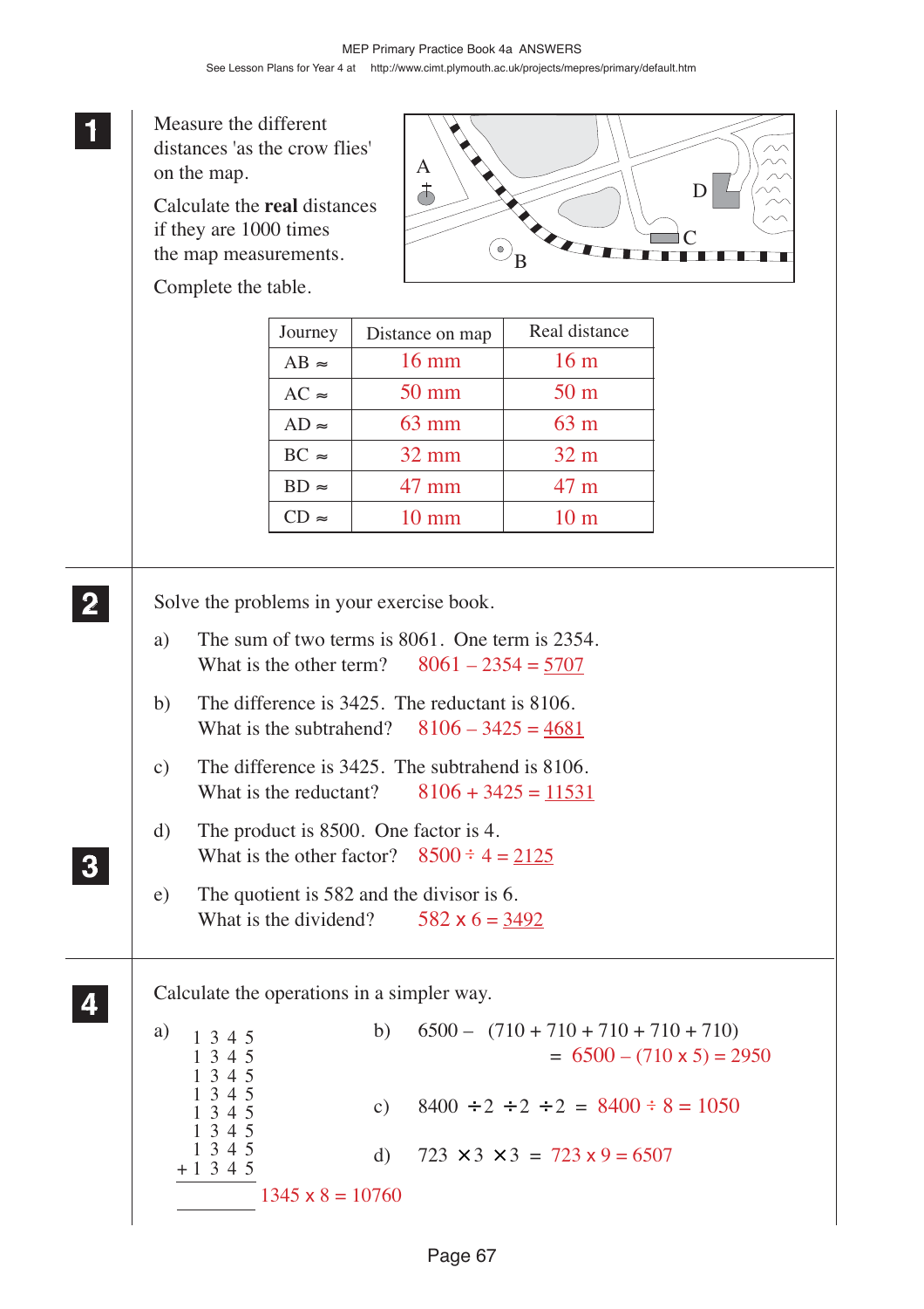**1** Measure the different distances 'as the crow flies' on the map.

Calculate the **real** distances if they are 1000 times the map measurements.

Complete the table.

| Journey | Distance on map | Real distance |
|---|---|---|
| AB ≈ | 16 mm | 16 m |
| AC ≈ | 50 mm | 50 m |
| AD ≈ | 63 mm | 63 m |
| BC ≈ | 32 mm | 32 m |
| BD ≈ | 47 mm | 47 m |
| CD ≈ | 10 mm | 10 m |

**2** Solve the problems in your exercise book.

a) The sum of two terms is 8061. One term is 2354.
What is the other term? 8061 – 2354 = 5707

b) The difference is 3425. The reductant is 8106.
What is the subtrahend? 8106 – 3425 = 4681

c) The difference is 3425. The subtrahend is 8106.
What is the reductant? 8106 + 3425 = 11531

**3**

d) The product is 8500. One factor is 4.
What is the other factor? 8500 ÷ 4 = 2125

e) The quotient is 582 and the divisor is 6.
What is the dividend? 582 x 6 = 3492

**4** Calculate the operations in a simpler way.

a)
```
  1 3 4 5
  1 3 4 5
  1 3 4 5
  1 3 4 5
  1 3 4 5
  1 3 4 5
  1 3 4 5
+ 1 3 4 5
_________
```
1345 x 8 = 10760

b) 6500 – (710 + 710 + 710 + 710 + 710)
= 6500 – (710 x 5) = 2950

c) 8400 ÷2 ÷2 ÷2 = 8400 ÷ 8 = 1050

d) 723 ×3 ×3 = 723 x 9 = 6507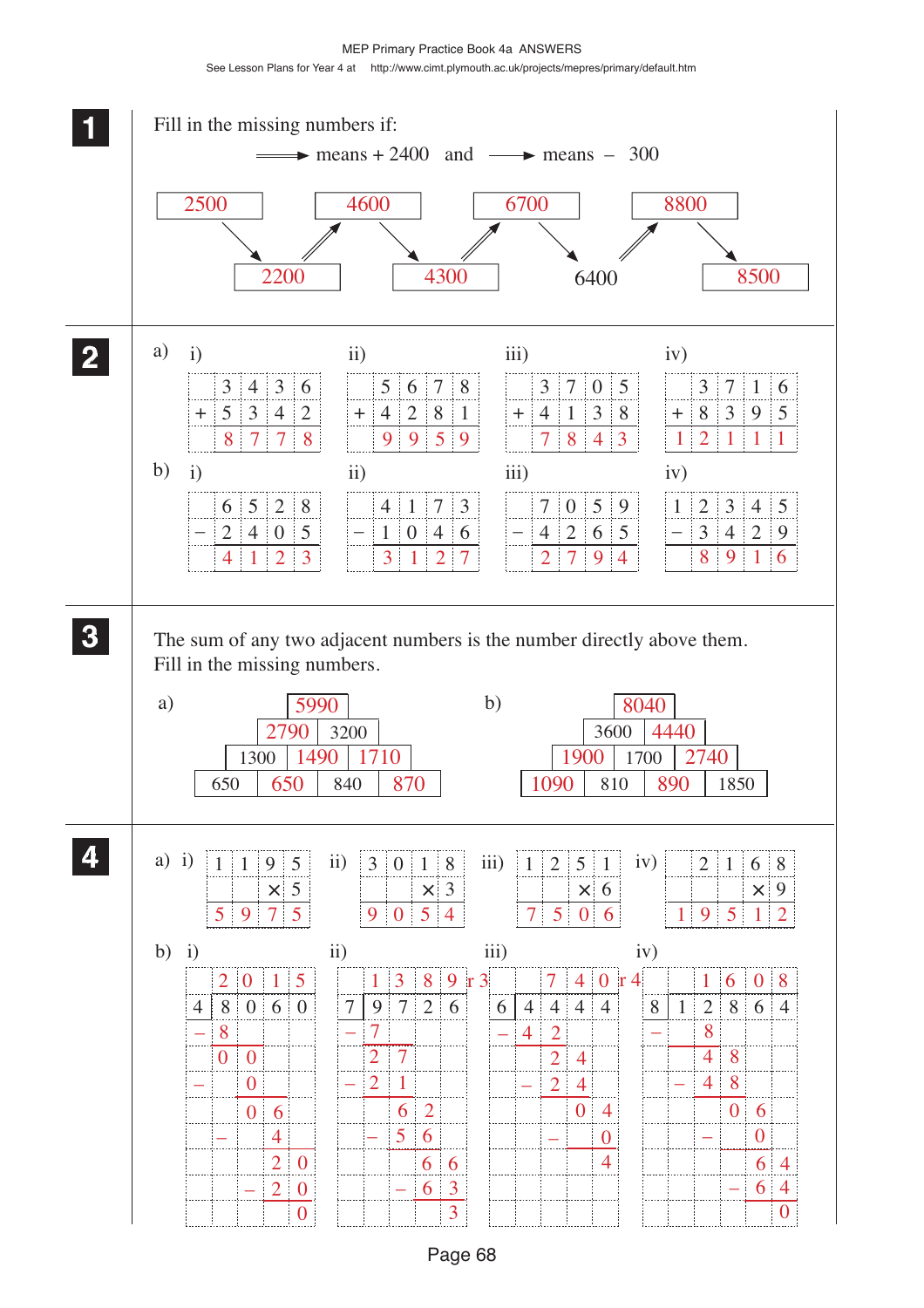**1** Fill in the missing numbers if:

⟹ means + 2400 and ⟶ means − 300

2500 → 2200 ⟹ 4600 → 4300 ⟹ 6700 → 6400 ⟹ 8800 → 8500

**2**

a)

i) $3436 + 5342 = 8778$

ii) $5678 + 4281 = 9959$

iii) $3705 + 4138 = 7843$

iv) $3716 + 8395 = 12111$

b)

i) $6528 - 2405 = 4123$

ii) $4173 - 1046 = 3127$

iii) $7059 - 4265 = 2794$

iv) $12345 - 3429 = 8916$

**3** The sum of any two adjacent numbers is the number directly above them.
Fill in the missing numbers.

a)

| | | | |
|---|---|---|---|
| 5990 | | | |
| 2790 | 3200 | | |
| 1300 | 1490 | 1710 | |
| 650 | 650 | 840 | 870 |

b)

| | | | |
|---|---|---|---|
| 8040 | | | |
| 3600 | 4440 | | |
| 1900 | 1700 | 2740 | |
| 1090 | 810 | 890 | 1850 |

**4**

a)

i) $1195 \times 5 = 5975$

ii) $3018 \times 3 = 9054$

iii) $1251 \times 6 = 7506$

iv) $2168 \times 9 = 19512$

b)

i) $8060 \div 4 = 2015$

8 − 8 = 0; 0 − 0 = 0; 6 − 4 = 2; 20 − 20 = 0

ii) $9726 \div 7 = 1389$ r 3

9 − 7 = 2; 27 − 21 = 6; 62 − 56 = 6; 66 − 63 = 3

iii) $4444 \div 6 = 740$ r 4

44 − 42 = 2; 24 − 24 = 0; 4 − 0 = 4

iv) $12864 \div 8 = 1608$

12 − 8 = 4; 48 − 48 = 0; 6 − 0 = 6; 64 − 64 = 0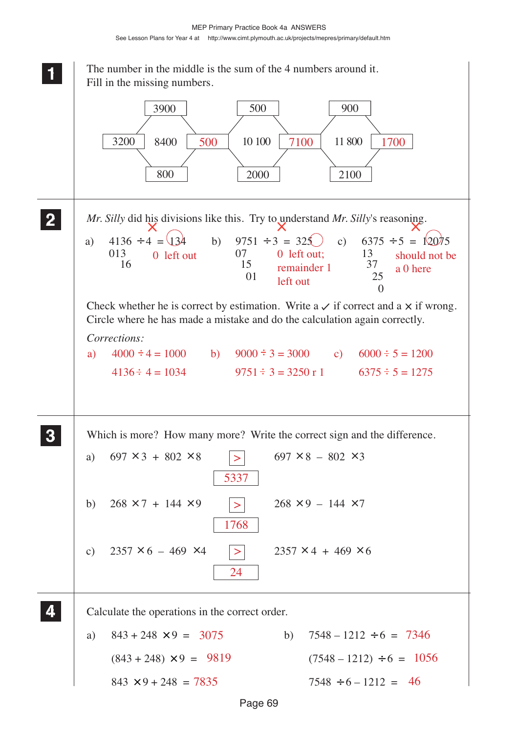**1** The number in the middle is the sum of the 4 numbers around it. Fill in the missing numbers.

| Top | Left | Middle | Right | Bottom |
|---|---|---|---|---|
| 3900 | 3200 | 8400 | 500 | 800 |
| 500 | 500 | 10 100 | 7100 | 2000 |
| 900 | 7100 | 11 800 | 1700 | 2100 |

**2** *Mr. Silly* did his divisions like this. Try to understand *Mr. Silly*'s reasoning.

a) $4136 \div 4 = 134$ ✗
```
013
  16
```
0 left out

b) $9751 \div 3 = 325$ ✗
```
07
 15
  01
```
0 left out; remainder 1 left out

c) $6375 \div 5 = 12075$ ✗
```
13
 37
  25
   0
```
should not be a 0 here

Check whether he is correct by estimation. Write a ✓ if correct and a ✗ if wrong. Circle where he has made a mistake and do the calculation again correctly.

*Corrections:*

a) $4000 \div 4 = 1000$
$4136 \div 4 = 1034$

b) $9000 \div 3 = 3000$
$9751 \div 3 = 3250$ r 1

c) $6000 \div 5 = 1200$
$6375 \div 5 = 1275$

**3** Which is more? How many more? Write the correct sign and the difference.

a) $697 \times 3 + 802 \times 8$ **>** $697 \times 8 - 802 \times 3$ — difference: 5337

b) $268 \times 7 + 144 \times 9$ **>** $268 \times 9 - 144 \times 7$ — difference: 1768

c) $2357 \times 6 - 469 \times 4$ **>** $2357 \times 4 + 469 \times 6$ — difference: 24

**4** Calculate the operations in the correct order.

a) $843 + 248 \times 9 =$ 3075

$(843 + 248) \times 9 =$ 9819

$843 \times 9 + 248 =$ 7835

b) $7548 - 1212 \div 6 =$ 7346

$(7548 - 1212) \div 6 =$ 1056

$7548 \div 6 - 1212 =$ 46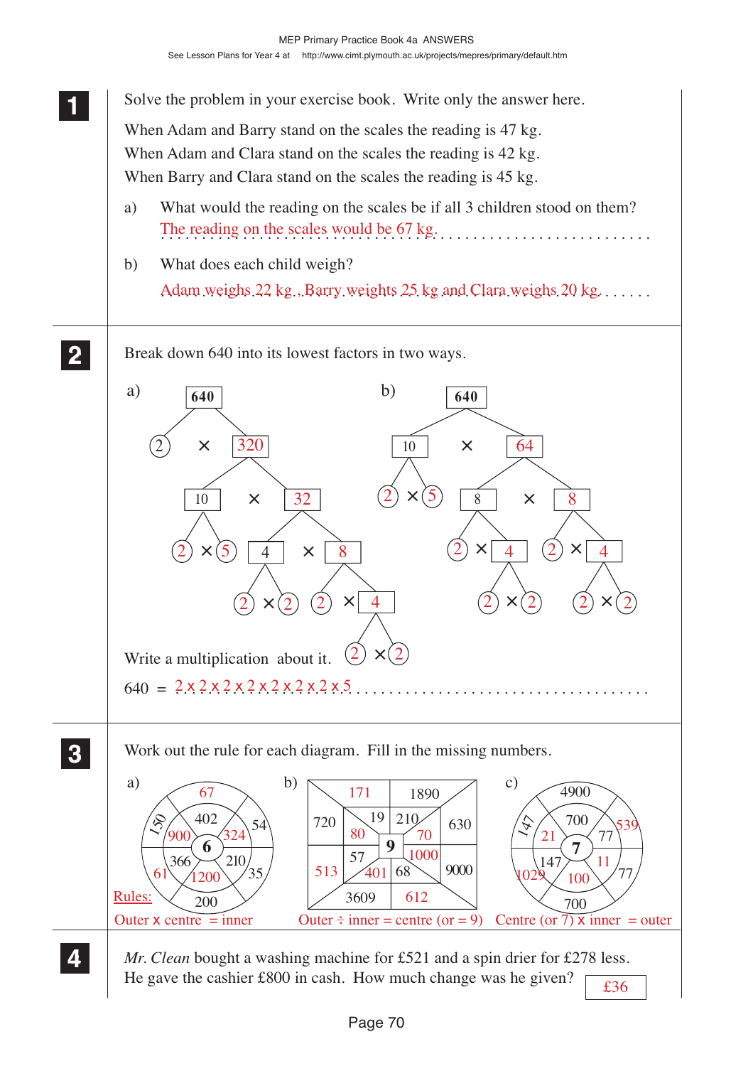MEP Primary Practice Book 4a ANSWERS

See Lesson Plans for Year 4 at http://www.cimt.plymouth.ac.uk/projects/mepres/primary/default.htm

**1** Solve the problem in your exercise book. Write only the answer here.

When Adam and Barry stand on the scales the reading is 47 kg.
When Adam and Clara stand on the scales the reading is 42 kg.
When Barry and Clara stand on the scales the reading is 45 kg.

a) What would the reading on the scales be if all 3 children stood on them?
The reading on the scales would be 67 kg.

b) What does each child weigh?
Adam weighs 22 kg. Barry weights 25 kg and Clara weighs 20 kg.

**2** Break down 640 into its lowest factors in two ways.

a)
- 640 = 2 × 320
  - 320 = 10 × 32
    - 10 = 2 × 5
    - 32 = 4 × 8
      - 4 = 2 × 2
      - 8 = 2 × 4
        - 4 = 2 × 2

b)
- 640 = 10 × 64
  - 10 = 2 × 5
  - 64 = 8 × 8
    - 8 = 2 × 4
      - 4 = 2 × 2
    - 8 = 2 × 4
      - 4 = 2 × 2

Write a multiplication about it.

640 = 2 x 2 x 2 x 2 x 2 x 2 x 2 x 5

**3** Work out the rule for each diagram. Fill in the missing numbers.

a) Centre: 6

| Outer | Inner |
|---|---|
| 67 | 402 |
| 54 | 324 |
| 35 | 210 |
| 200 | 1200 |
| 61 | 366 |
| 150 | 900 |

Rules: Outer x centre = inner

b) Centre: 9

| Outer | Inner |
|---|---|
| 171 | 19 |
| 1890 | 210 |
| 630 | 70 |
| 9000 | 1000 |
| 612 | 68 |
| 3609 | 401 |
| 513 | 57 |
| 720 | 80 |

Outer ÷ inner = centre (or = 9)

c) Centre: 7

| Inner | Outer |
|---|---|
| 700 | 4900 |
| 77 | 539 |
| 11 | 77 |
| 100 | 700 |
| 147 | 1029 |
| 21 | 147 |

Centre (or 7) x inner = outer

**4** *Mr. Clean* bought a washing machine for £521 and a spin drier for £278 less. He gave the cashier £800 in cash. How much change was he given? **£36**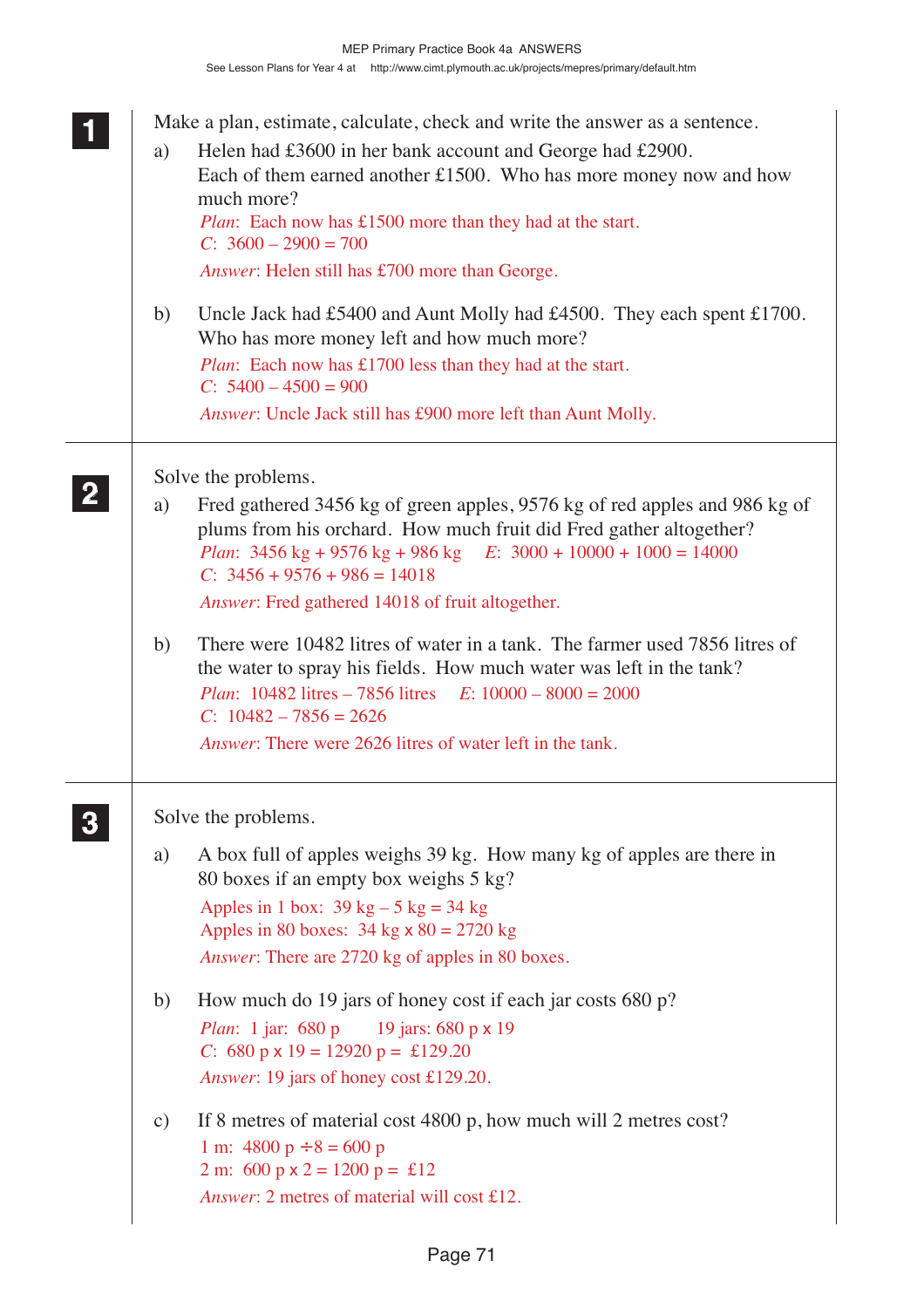**1** Make a plan, estimate, calculate, check and write the answer as a sentence.

a) Helen had £3600 in her bank account and George had £2900. Each of them earned another £1500. Who has more money now and how much more?

*Plan*: Each now has £1500 more than they had at the start.
*C*: 3600 – 2900 = 700
*Answer*: Helen still has £700 more than George.

b) Uncle Jack had £5400 and Aunt Molly had £4500. They each spent £1700. Who has more money left and how much more?

*Plan*: Each now has £1700 less than they had at the start.
*C*: 5400 – 4500 = 900
*Answer*: Uncle Jack still has £900 more left than Aunt Molly.

**2** Solve the problems.

a) Fred gathered 3456 kg of green apples, 9576 kg of red apples and 986 kg of plums from his orchard. How much fruit did Fred gather altogether?

*Plan*: 3456 kg + 9576 kg + 986 kg    *E*: 3000 + 10000 + 1000 = 14000
*C*: 3456 + 9576 + 986 = 14018
*Answer*: Fred gathered 14018 of fruit altogether.

b) There were 10482 litres of water in a tank. The farmer used 7856 litres of the water to spray his fields. How much water was left in the tank?

*Plan*: 10482 litres – 7856 litres    *E*: 10000 – 8000 = 2000
*C*: 10482 – 7856 = 2626
*Answer*: There were 2626 litres of water left in the tank.

**3** Solve the problems.

a) A box full of apples weighs 39 kg. How many kg of apples are there in 80 boxes if an empty box weighs 5 kg?

Apples in 1 box: 39 kg – 5 kg = 34 kg
Apples in 80 boxes: 34 kg x 80 = 2720 kg
*Answer*: There are 2720 kg of apples in 80 boxes.

b) How much do 19 jars of honey cost if each jar costs 680 p?

*Plan*: 1 jar: 680 p    19 jars: 680 p x 19
*C*: 680 p x 19 = 12920 p = £129.20
*Answer*: 19 jars of honey cost £129.20.

c) If 8 metres of material cost 4800 p, how much will 2 metres cost?

1 m: 4800 p ÷ 8 = 600 p
2 m: 600 p x 2 = 1200 p = £12
*Answer*: 2 metres of material will cost £12.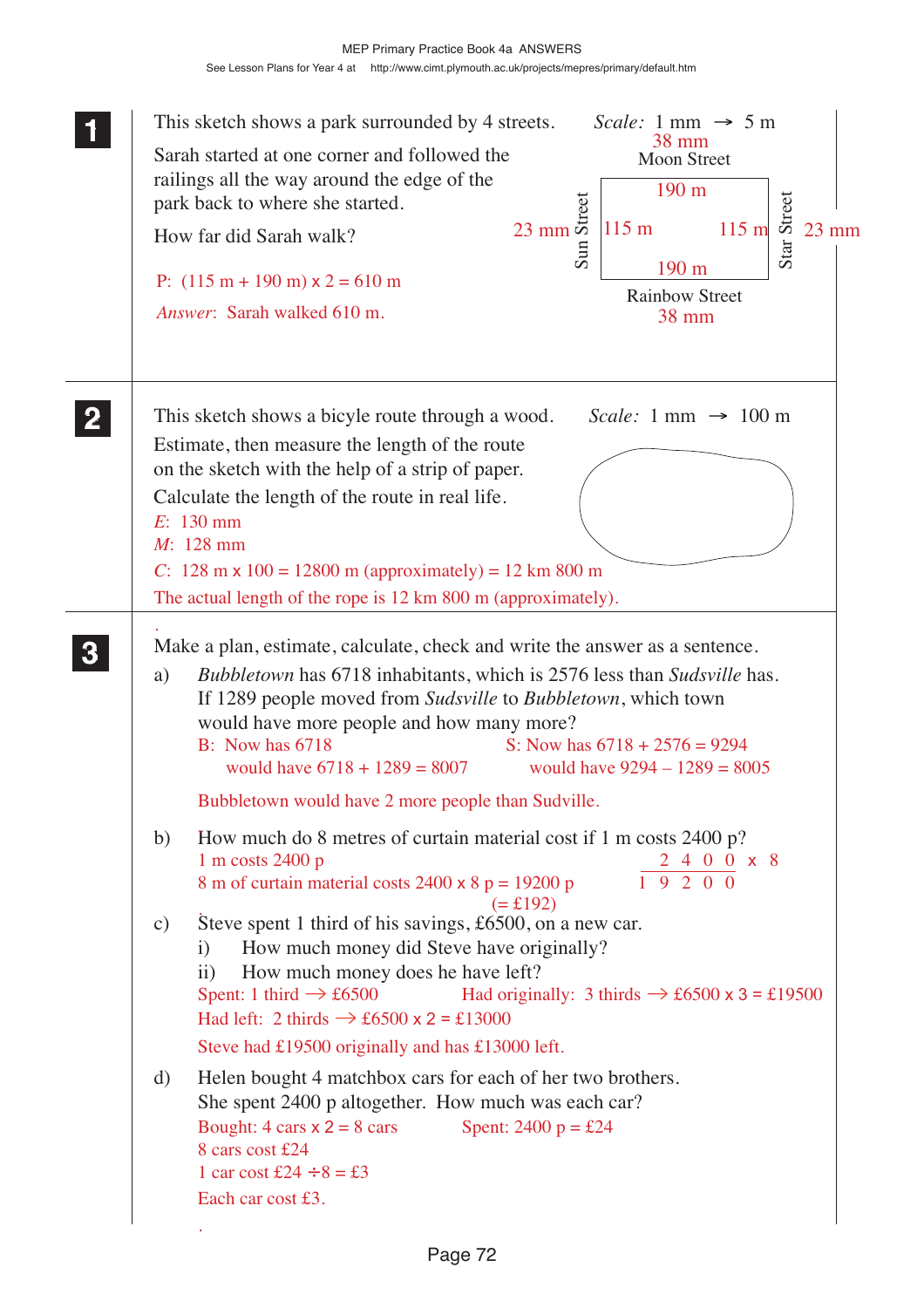**1**

This sketch shows a park surrounded by 4 streets.

Sarah started at one corner and followed the railings all the way around the edge of the park back to where she started.

How far did Sarah walk?

*Scale:* 1 mm → 5 m

38 mm
Moon Street

190 m

23 mm Sun Street | 115 m | 115 m | Star Street 23 mm

190 m

Rainbow Street
38 mm

P: (115 m + 190 m) x 2 = 610 m

*Answer*: Sarah walked 610 m.

**2**

This sketch shows a bicyle route through a wood.

*Scale:* 1 mm → 100 m

Estimate, then measure the length of the route on the sketch with the help of a strip of paper.

Calculate the length of the route in real life.

*E*: 130 mm

*M*: 128 mm

*C*: 128 m x 100 = 12800 m (approximately) = 12 km 800 m

The actual length of the rope is 12 km 800 m (approximately).

**3**

Make a plan, estimate, calculate, check and write the answer as a sentence.

a) *Bubbletown* has 6718 inhabitants, which is 2576 less than *Sudsville* has. If 1289 people moved from *Sudsville* to *Bubbletown*, which town would have more people and how many more?

B: Now has 6718
would have 6718 + 1289 = 8007

S: Now has 6718 + 2576 = 9294
would have 9294 – 1289 = 8005

Bubbletown would have 2 more people than Sudville.

b) How much do 8 metres of curtain material cost if 1 m costs 2400 p?

1 m costs 2400 p

8 m of curtain material costs 2400 x 8 p = 19200 p
(= £192)

```
  2 4 0 0  x 8
1 9 2 0 0
```

c) Steve spent 1 third of his savings, £6500, on a new car.

i) How much money did Steve have originally?

ii) How much money does he have left?

Spent: 1 third → £6500

Had originally: 3 thirds → £6500 x 3 = £19500

Had left: 2 thirds → £6500 x 2 = £13000

Steve had £19500 originally and has £13000 left.

d) Helen bought 4 matchbox cars for each of her two brothers. She spent 2400 p altogether. How much was each car?

Bought: 4 cars x 2 = 8 cars

Spent: 2400 p = £24

8 cars cost £24

1 car cost £24 ÷ 8 = £3

Each car cost £3.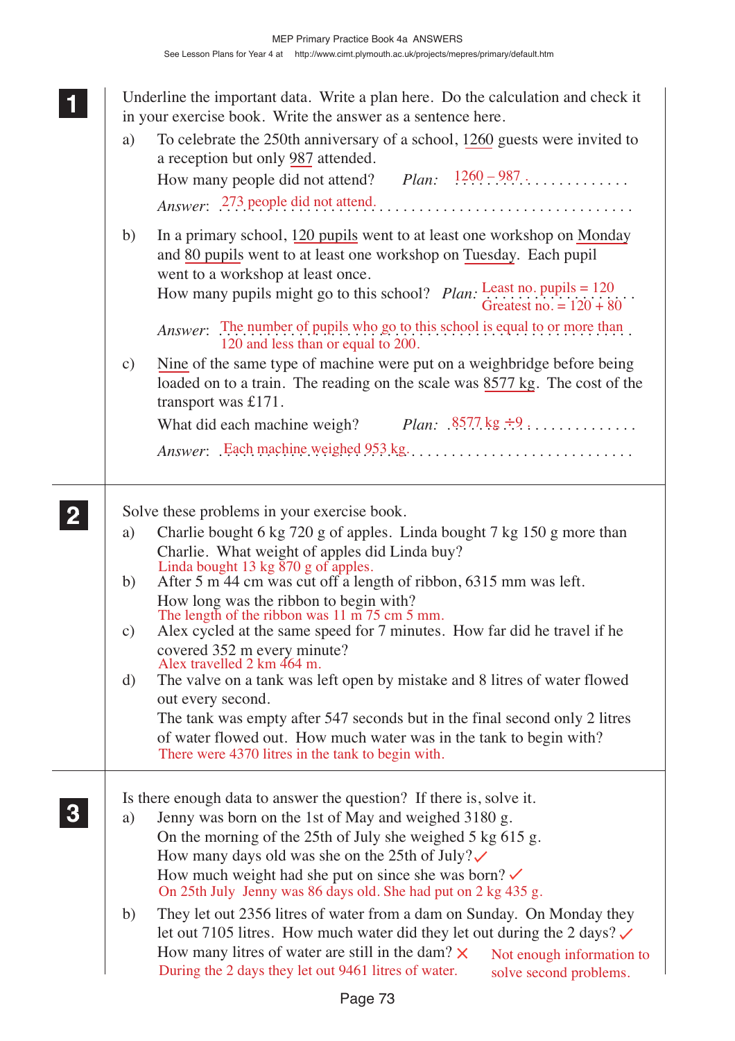**1** Underline the important data. Write a plan here. Do the calculation and check it in your exercise book. Write the answer as a sentence here.

a) To celebrate the 250th anniversary of a school, <u>1260</u> guests were invited to a reception but only <u>987</u> attended.

How many people did not attend? *Plan:* 1260 – 987

*Answer*: 273 people did not attend.

b) In a primary school, <u>120 pupils</u> went to at least one workshop on <u>Monday</u> and <u>80 pupils</u> went to at least one workshop on <u>Tuesday</u>. Each pupil went to a workshop at least once.

How many pupils might go to this school? *Plan:* Least no. pupils = 120
Greatest no. = 120 + 80

*Answer*: The number of pupils who go to this school is equal to or more than 120 and less than or equal to 200.

c) <u>Nine</u> of the same type of machine were put on a weighbridge before being loaded on to a train. The reading on the scale was <u>8577 kg</u>. The cost of the transport was £171.

What did each machine weigh? *Plan:* 8577 kg ÷ 9

*Answer*: Each machine weighed 953 kg.

**2** Solve these problems in your exercise book.

a) Charlie bought 6 kg 720 g of apples. Linda bought 7 kg 150 g more than Charlie. What weight of apples did Linda buy?
Linda bought 13 kg 870 g of apples.

b) After 5 m 44 cm was cut off a length of ribbon, 6315 mm was left. How long was the ribbon to begin with?
The length of the ribbon was 11 m 75 cm 5 mm.

c) Alex cycled at the same speed for 7 minutes. How far did he travel if he covered 352 m every minute?
Alex travelled 2 km 464 m.

d) The valve on a tank was left open by mistake and 8 litres of water flowed out every second.
The tank was empty after 547 seconds but in the final second only 2 litres of water flowed out. How much water was in the tank to begin with?
There were 4370 litres in the tank to begin with.

**3** Is there enough data to answer the question? If there is, solve it.

a) Jenny was born on the 1st of May and weighed 3180 g.
On the morning of the 25th of July she weighed 5 kg 615 g.
How many days old was she on the 25th of July? ✓
How much weight had she put on since she was born? ✓
On 25th July Jenny was 86 days old. She had put on 2 kg 435 g.

b) They let out 2356 litres of water from a dam on Sunday. On Monday they let out 7105 litres. How much water did they let out during the 2 days? ✓
How many litres of water are still in the dam? ✗ Not enough information to solve second problems.
During the 2 days they let out 9461 litres of water.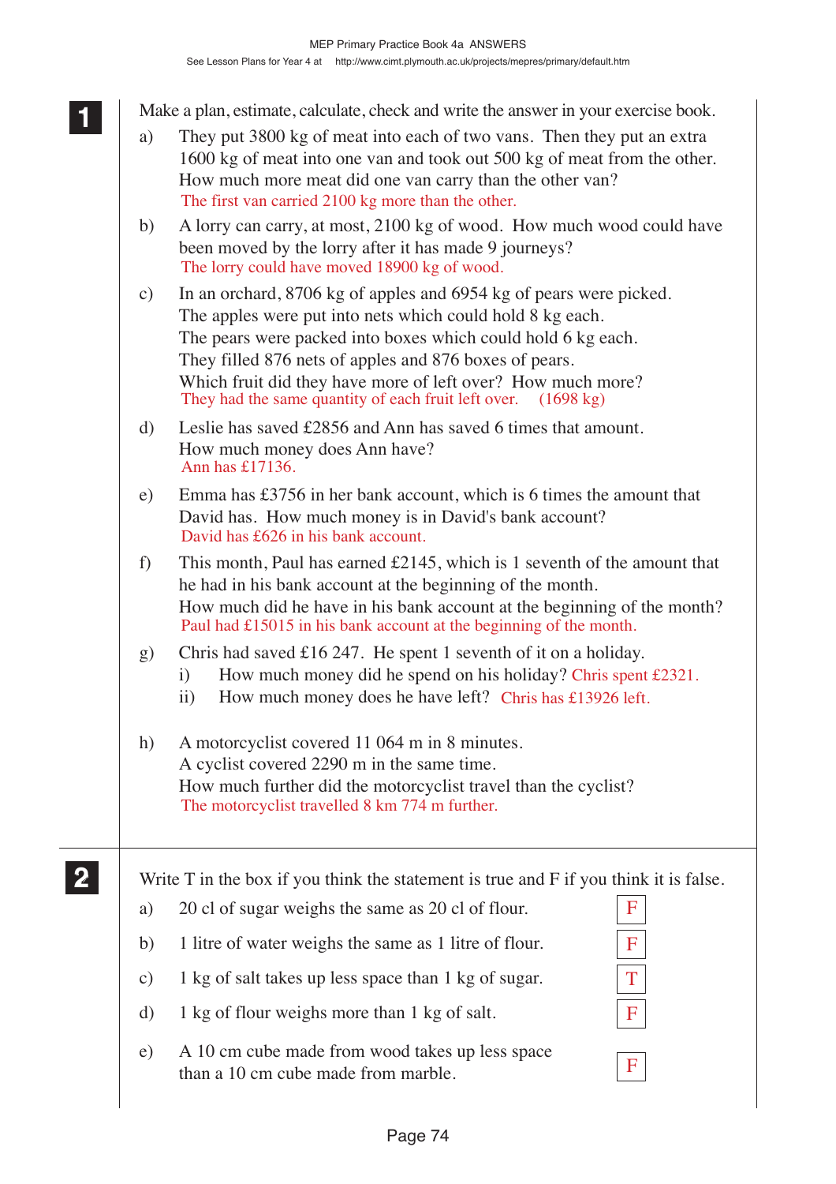**1** Make a plan, estimate, calculate, check and write the answer in your exercise book.

a) They put 3800 kg of meat into each of two vans. Then they put an extra 1600 kg of meat into one van and took out 500 kg of meat from the other. How much more meat did one van carry than the other van?
The first van carried 2100 kg more than the other.

b) A lorry can carry, at most, 2100 kg of wood. How much wood could have been moved by the lorry after it has made 9 journeys?
The lorry could have moved 18900 kg of wood.

c) In an orchard, 8706 kg of apples and 6954 kg of pears were picked. The apples were put into nets which could hold 8 kg each. The pears were packed into boxes which could hold 6 kg each. They filled 876 nets of apples and 876 boxes of pears. Which fruit did they have more of left over? How much more?
They had the same quantity of each fruit left over. (1698 kg)

d) Leslie has saved £2856 and Ann has saved 6 times that amount. How much money does Ann have?
Ann has £17136.

e) Emma has £3756 in her bank account, which is 6 times the amount that David has. How much money is in David's bank account?
David has £626 in his bank account.

f) This month, Paul has earned £2145, which is 1 seventh of the amount that he had in his bank account at the beginning of the month. How much did he have in his bank account at the beginning of the month?
Paul had £15015 in his bank account at the beginning of the month.

g) Chris had saved £16 247. He spent 1 seventh of it on a holiday.
   i) How much money did he spend on his holiday? Chris spent £2321.
   ii) How much money does he have left? Chris has £13926 left.

h) A motorcyclist covered 11 064 m in 8 minutes. A cyclist covered 2290 m in the same time. How much further did the motorcyclist travel than the cyclist?
The motorcyclist travelled 8 km 774 m further.

**2** Write T in the box if you think the statement is true and F if you think it is false.

a) 20 cl of sugar weighs the same as 20 cl of flour. **F**

b) 1 litre of water weighs the same as 1 litre of flour. **F**

c) 1 kg of salt takes up less space than 1 kg of sugar. **T**

d) 1 kg of flour weighs more than 1 kg of salt. **F**

e) A 10 cm cube made from wood takes up less space than a 10 cm cube made from marble. **F**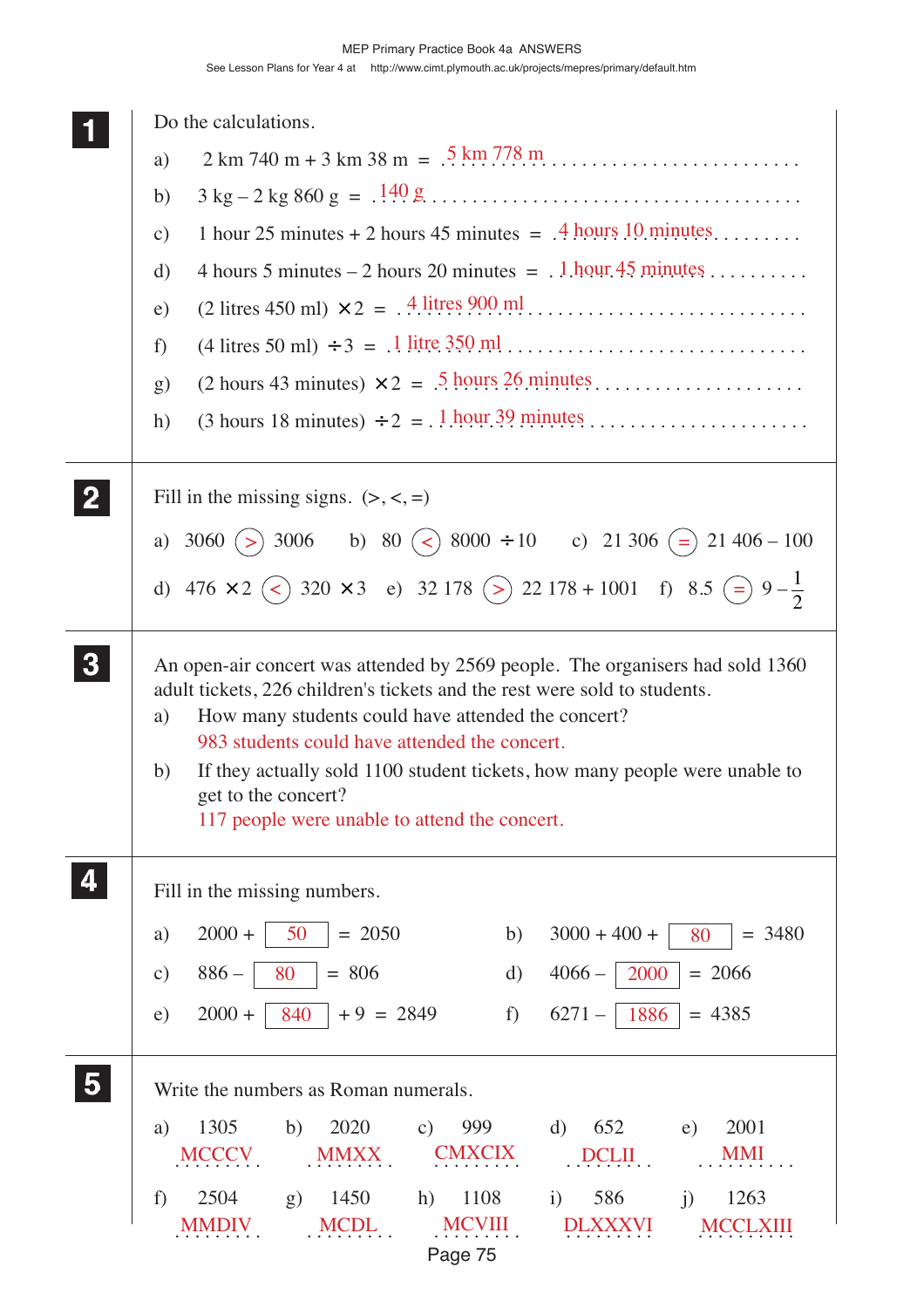**1** Do the calculations.

a) 2 km 740 m + 3 km 38 m = 5 km 778 m

b) 3 kg – 2 kg 860 g = 140 g

c) 1 hour 25 minutes + 2 hours 45 minutes = 4 hours 10 minutes

d) 4 hours 5 minutes – 2 hours 20 minutes = 1 hour 45 minutes

e) (2 litres 450 ml) × 2 = 4 litres 900 ml

f) (4 litres 50 ml) ÷ 3 = 1 litre 350 ml

g) (2 hours 43 minutes) × 2 = 5 hours 26 minutes

h) (3 hours 18 minutes) ÷ 2 = 1 hour 39 minutes

**2** Fill in the missing signs. (>, <, =)

a) 3060 (>) 3006 b) 80 (<) 8000 ÷ 10 c) 21 306 (=) 21 406 – 100

d) 476 × 2 (<) 320 × 3 e) 32 178 (>) 22 178 + 1001 f) 8.5 (=) $9 - \frac{1}{2}$

**3** An open-air concert was attended by 2569 people. The organisers had sold 1360 adult tickets, 226 children's tickets and the rest were sold to students.

a) How many students could have attended the concert?
983 students could have attended the concert.

b) If they actually sold 1100 student tickets, how many people were unable to get to the concert?
117 people were unable to attend the concert.

**4** Fill in the missing numbers.

a) 2000 + [50] = 2050 b) 3000 + 400 + [80] = 3480

c) 886 – [80] = 806 d) 4066 – [2000] = 2066

e) 2000 + [840] + 9 = 2849 f) 6271 – [1886] = 4385

**5** Write the numbers as Roman numerals.

a) 1305: MCCCV b) 2020: MMXX c) 999: CMXCIX d) 652: DCLII e) 2001: MMI

f) 2504: MMDIV g) 1450: MCDL h) 1108: MCVIII i) 586: DLXXXVI j) 1263: MCCLXIII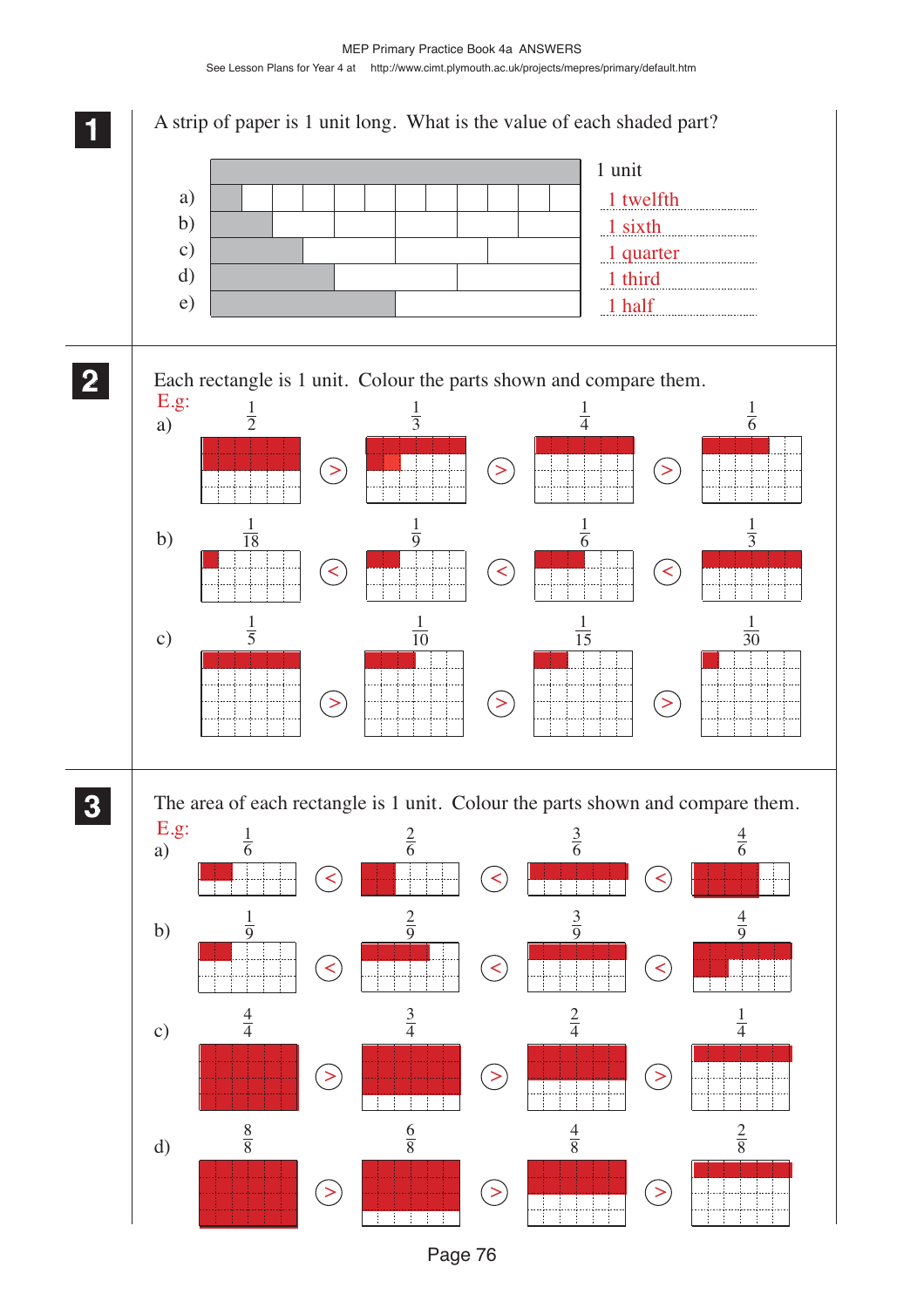## 1

A strip of paper is 1 unit long. What is the value of each shaded part?

1 unit

a) 1 twelfth

b) 1 sixth

c) 1 quarter

d) 1 third

e) 1 half

## 2

Each rectangle is 1 unit. Colour the parts shown and compare them.

E.g:

a) $\frac{1}{2}$ > $\frac{1}{3}$ > $\frac{1}{4}$ > $\frac{1}{6}$

b) $\frac{1}{18}$ < $\frac{1}{9}$ < $\frac{1}{6}$ < $\frac{1}{3}$

c) $\frac{1}{5}$ > $\frac{1}{10}$ > $\frac{1}{15}$ > $\frac{1}{30}$

## 3

The area of each rectangle is 1 unit. Colour the parts shown and compare them.

E.g:

a) $\frac{1}{6}$ < $\frac{2}{6}$ < $\frac{3}{6}$ < $\frac{4}{6}$

b) $\frac{1}{9}$ < $\frac{2}{9}$ < $\frac{3}{9}$ < $\frac{4}{9}$

c) $\frac{4}{4}$ > $\frac{3}{4}$ > $\frac{2}{4}$ > $\frac{1}{4}$

d) $\frac{8}{8}$ > $\frac{6}{8}$ > $\frac{4}{8}$ > $\frac{2}{8}$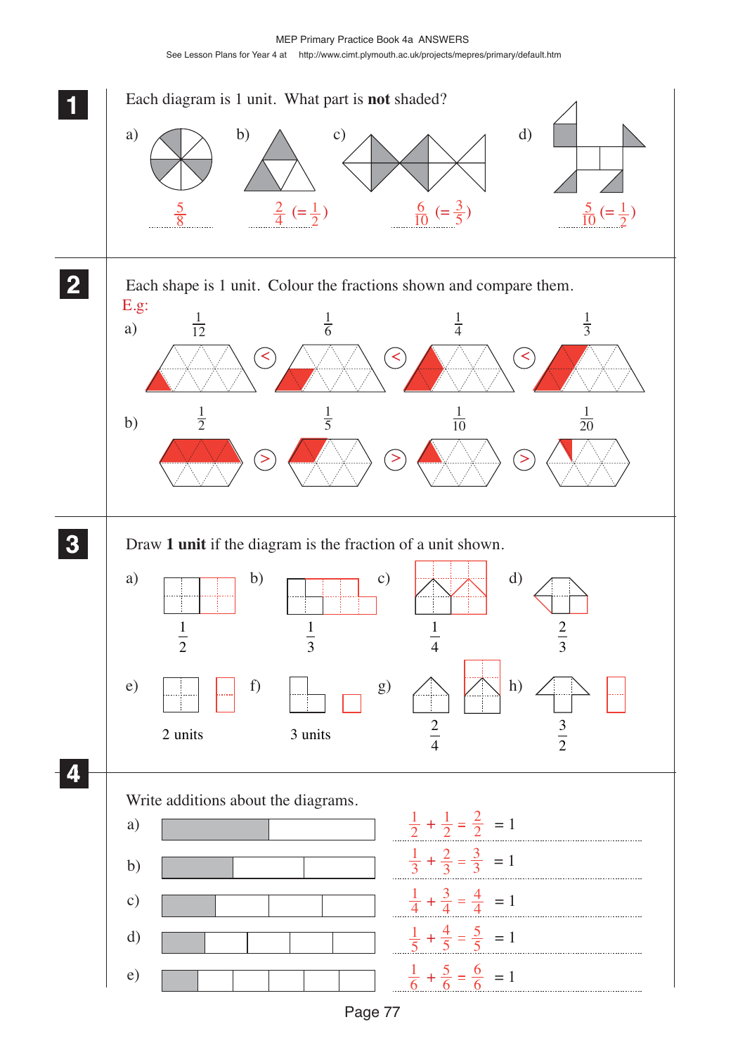**1** Each diagram is 1 unit. What part is **not** shaded?

a) $\frac{5}{8}$

b) $\frac{2}{4}$ $(=\frac{1}{2})$

c) $\frac{6}{10}$ $(=\frac{3}{5})$

d) $\frac{5}{10}$ $(=\frac{1}{2})$

**2** Each shape is 1 unit. Colour the fractions shown and compare them.

E.g:

a) $\frac{1}{12}$ < $\frac{1}{6}$ < $\frac{1}{4}$ < $\frac{1}{3}$

b) $\frac{1}{2}$ > $\frac{1}{5}$ > $\frac{1}{10}$ > $\frac{1}{20}$

**3** Draw **1 unit** if the diagram is the fraction of a unit shown.

a) $\frac{1}{2}$

b) $\frac{1}{3}$

c) $\frac{1}{4}$

d) $\frac{2}{3}$

e) 2 units

f) 3 units

g) $\frac{2}{4}$

h) $\frac{3}{2}$

**4** Write additions about the diagrams.

a) $\frac{1}{2} + \frac{1}{2} = \frac{2}{2} = 1$

b) $\frac{1}{3} + \frac{2}{3} = \frac{3}{3} = 1$

c) $\frac{1}{4} + \frac{3}{4} = \frac{4}{4} = 1$

d) $\frac{1}{5} + \frac{4}{5} = \frac{5}{5} = 1$

e) $\frac{1}{6} + \frac{5}{6} = \frac{6}{6} = 1$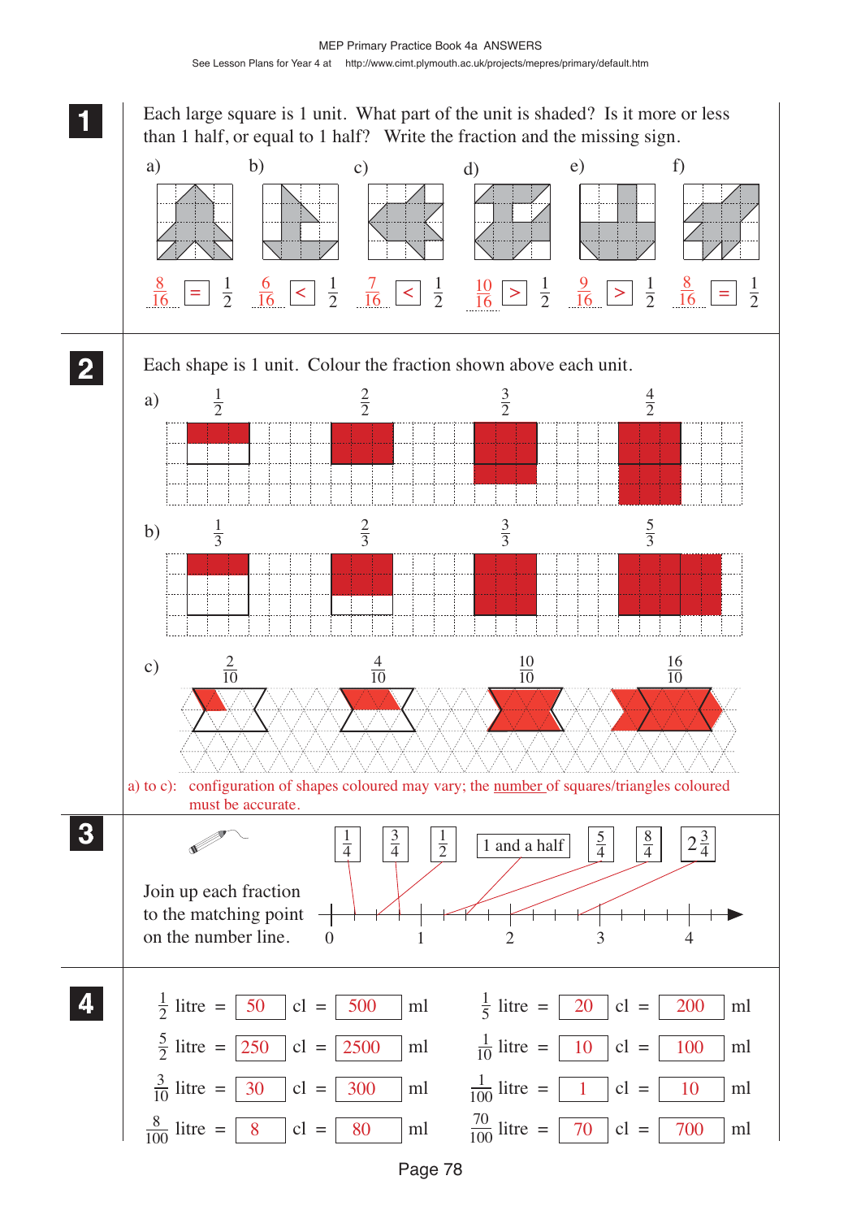## 1

Each large square is 1 unit. What part of the unit is shaded? Is it more or less than 1 half, or equal to 1 half? Write the fraction and the missing sign.

a) $\frac{8}{16} = \frac{1}{2}$  b) $\frac{6}{16} < \frac{1}{2}$  c) $\frac{7}{16} < \frac{1}{2}$  d) $\frac{10}{16} > \frac{1}{2}$  e) $\frac{9}{16} > \frac{1}{2}$  f) $\frac{8}{16} = \frac{1}{2}$

## 2

Each shape is 1 unit. Colour the fraction shown above each unit.

a) $\frac{1}{2}$  $\frac{2}{2}$  $\frac{3}{2}$  $\frac{4}{2}$

b) $\frac{1}{3}$  $\frac{2}{3}$  $\frac{3}{3}$  $\frac{5}{3}$

c) $\frac{2}{10}$  $\frac{4}{10}$  $\frac{10}{10}$  $\frac{16}{10}$

a) to c): configuration of shapes coloured may vary; the number of squares/triangles coloured must be accurate.

## 3

Join up each fraction to the matching point on the number line.

$\frac{1}{4}$  $\frac{3}{4}$  $\frac{1}{2}$  1 and a half  $\frac{5}{4}$  $\frac{8}{4}$  $2\frac{3}{4}$

Number line: 0, 1, 2, 3, 4

## 4

| | | | | |
|---|---|---|---|---|
| $\frac{1}{2}$ litre = 50 cl = 500 ml | | $\frac{1}{5}$ litre = 20 cl = 200 ml |
| $\frac{5}{2}$ litre = 250 cl = 2500 ml | | $\frac{1}{10}$ litre = 10 cl = 100 ml |
| $\frac{3}{10}$ litre = 30 cl = 300 ml | | $\frac{1}{100}$ litre = 1 cl = 10 ml |
| $\frac{8}{100}$ litre = 8 cl = 80 ml | | $\frac{70}{100}$ litre = 70 cl = 700 ml |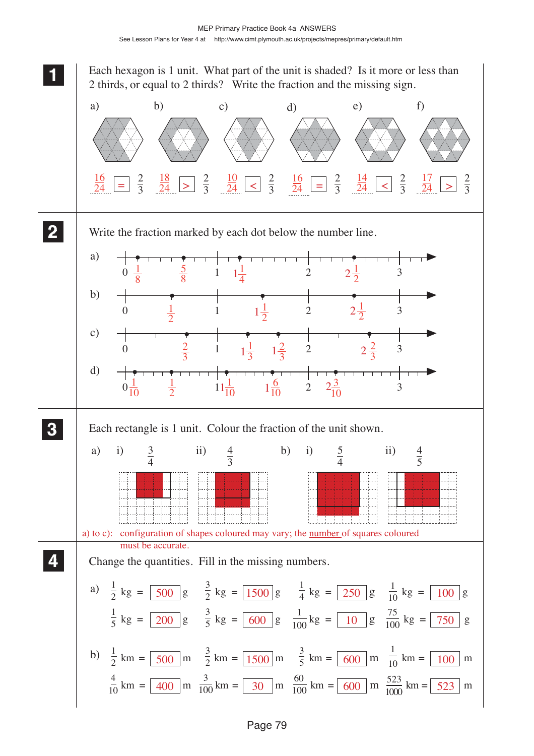**1** Each hexagon is 1 unit. What part of the unit is shaded? Is it more or less than 2 thirds, or equal to 2 thirds? Write the fraction and the missing sign.

a) $\frac{16}{24} = \frac{2}{3}$  b) $\frac{18}{24} > \frac{2}{3}$  c) $\frac{10}{24} < \frac{2}{3}$  d) $\frac{16}{24} = \frac{2}{3}$  e) $\frac{14}{24} < \frac{2}{3}$  f) $\frac{17}{24} > \frac{2}{3}$

**2** Write the fraction marked by each dot below the number line.

a) $\frac{1}{8}$, $\frac{5}{8}$, $1\frac{1}{4}$, $2\frac{1}{2}$

b) $\frac{1}{2}$, $1\frac{1}{2}$, $2\frac{1}{2}$

c) $\frac{2}{3}$, $1\frac{1}{3}$, $1\frac{2}{3}$, $2\frac{2}{3}$

d) $\frac{1}{10}$, $\frac{1}{2}$, $1\frac{1}{10}$, $1\frac{6}{10}$, $2\frac{3}{10}$

**3** Each rectangle is 1 unit. Colour the fraction of the unit shown.

a) i) $\frac{3}{4}$  ii) $\frac{4}{3}$  b) i) $\frac{5}{4}$  ii) $\frac{4}{5}$

a) to c): configuration of shapes coloured may vary; the number of squares coloured must be accurate.

**4** Change the quantities. Fill in the missing numbers.

a) $\frac{1}{2}$ kg = 500 g  $\frac{3}{2}$ kg = 1500 g  $\frac{1}{4}$ kg = 250 g  $\frac{1}{10}$ kg = 100 g

$\frac{1}{5}$ kg = 200 g  $\frac{3}{5}$ kg = 600 g  $\frac{1}{100}$ kg = 10 g  $\frac{75}{100}$ kg = 750 g

b) $\frac{1}{2}$ km = 500 m  $\frac{3}{2}$ km = 1500 m  $\frac{3}{5}$ km = 600 m  $\frac{1}{10}$ km = 100 m

$\frac{4}{10}$ km = 400 m  $\frac{3}{100}$ km = 30 m  $\frac{60}{100}$ km = 600 m  $\frac{523}{1000}$ km = 523 m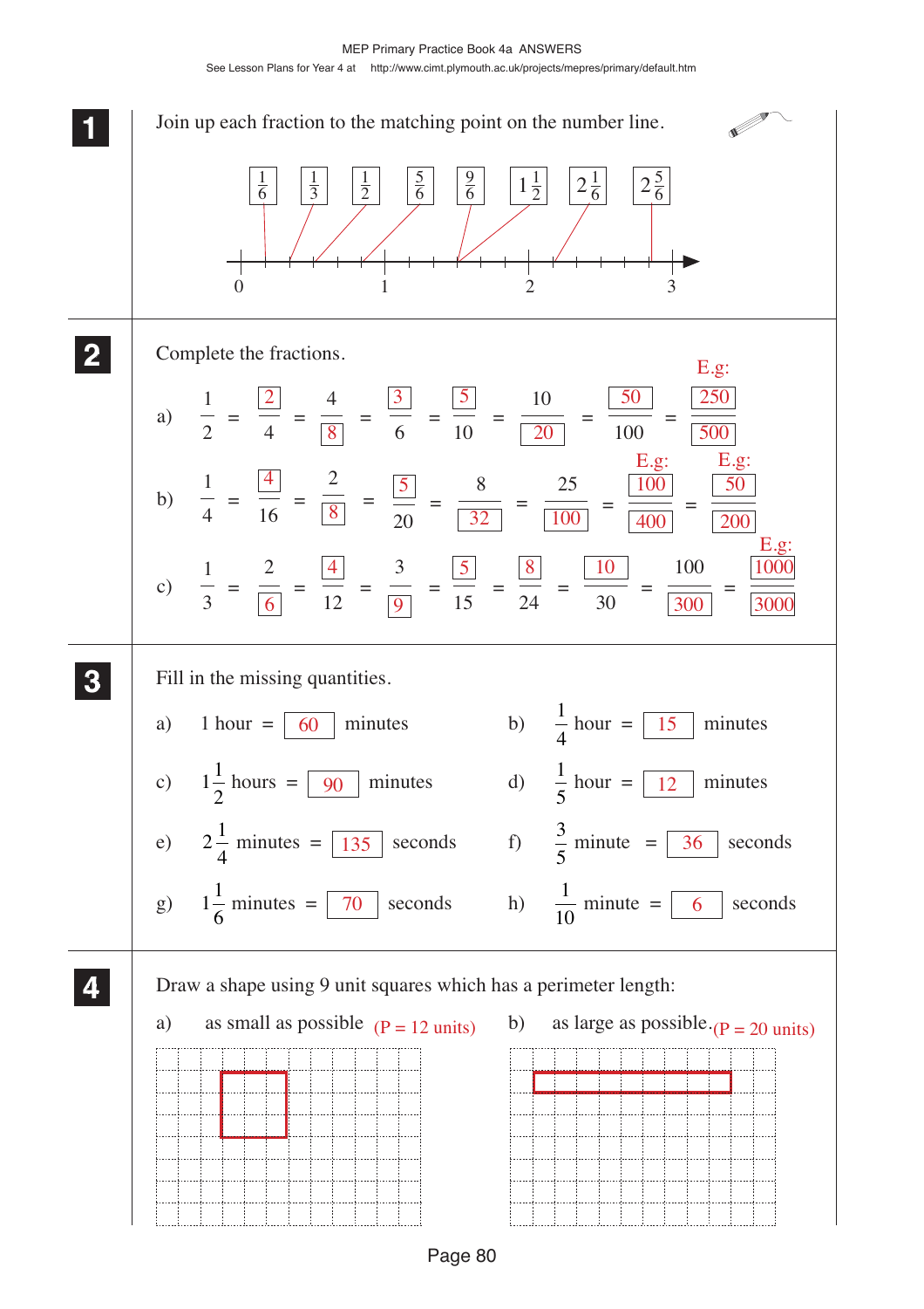MEP Primary Practice Book 4a ANSWERS

See Lesson Plans for Year 4 at http://www.cimt.plymouth.ac.uk/projects/mepres/primary/default.htm

**1** Join up each fraction to the matching point on the number line.

$\frac{1}{6}$ $\frac{1}{3}$ $\frac{1}{2}$ $\frac{5}{6}$ $\frac{9}{6}$ $1\frac{1}{2}$ $2\frac{1}{6}$ $2\frac{5}{6}$

0 1 2 3

**2** Complete the fractions.

a) $\frac{1}{2} = \frac{2}{4} = \frac{4}{8} = \frac{3}{6} = \frac{5}{10} = \frac{10}{20} = \frac{50}{100} = \frac{250}{500}$ (E.g.)

b) $\frac{1}{4} = \frac{4}{16} = \frac{2}{8} = \frac{5}{20} = \frac{8}{32} = \frac{25}{100} = \frac{100}{400} = \frac{50}{200}$ (E.g.)

c) $\frac{1}{3} = \frac{2}{6} = \frac{4}{12} = \frac{3}{9} = \frac{5}{15} = \frac{8}{24} = \frac{10}{30} = \frac{100}{300} = \frac{1000}{3000}$ (E.g.)

**3** Fill in the missing quantities.

a) 1 hour = 60 minutes

b) $\frac{1}{4}$ hour = 15 minutes

c) $1\frac{1}{2}$ hours = 90 minutes

d) $\frac{1}{5}$ hour = 12 minutes

e) $2\frac{1}{4}$ minutes = 135 seconds

f) $\frac{3}{5}$ minute = 36 seconds

g) $1\frac{1}{6}$ minutes = 70 seconds

h) $\frac{1}{10}$ minute = 6 seconds

**4** Draw a shape using 9 unit squares which has a perimeter length:

a) as small as possible (P = 12 units)

b) as large as possible. (P = 20 units)